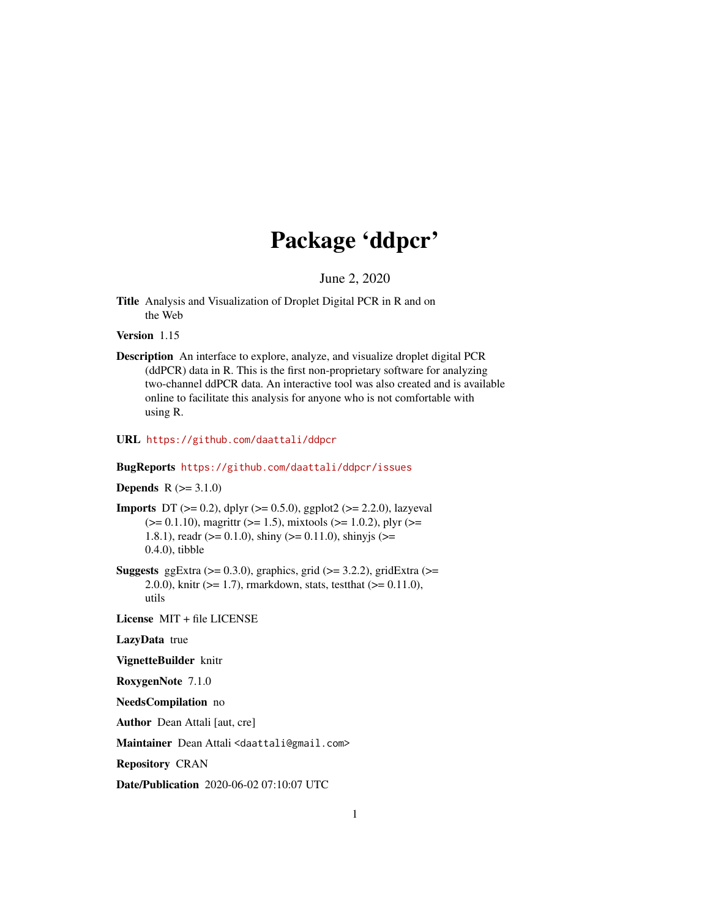# Package 'ddpcr'

June 2, 2020

**Title** Analysis and Visualization of Droplet Digital PCR in R and on the Web

**Version** 1.15

**Description** An interface to explore, analyze, and visualize droplet digital PCR (ddPCR) data in R. This is the first non-proprietary software for analyzing two-channel ddPCR data. An interactive tool was also created and is available online to facilitate this analysis for anyone who is not comfortable with using R.

**URL** https://github.com/daattali/ddpcr

**BugReports** https://github.com/daattali/ddpcr/issues

**Depends** R (>= 3.1.0)

**Imports** DT (>= 0.2), dplyr (>= 0.5.0), ggplot2 (>= 2.2.0), lazyeval (>= 0.1.10), magrittr (>= 1.5), mixtools (>= 1.0.2), plyr (>= 1.8.1), readr (>= 0.1.0), shiny (>= 0.11.0), shinyjs (>= 0.4.0), tibble

**Suggests** ggExtra (>= 0.3.0), graphics, grid (>= 3.2.2), gridExtra (>= 2.0.0), knitr (>= 1.7), rmarkdown, stats, testthat (>= 0.11.0), utils

**License** MIT + file LICENSE

**LazyData** true

**VignetteBuilder** knitr

**RoxygenNote** 7.1.0

**NeedsCompilation** no

**Author** Dean Attali [aut, cre]

**Maintainer** Dean Attali <daattali@gmail.com>

**Repository** CRAN

**Date/Publication** 2020-06-02 07:10:07 UTC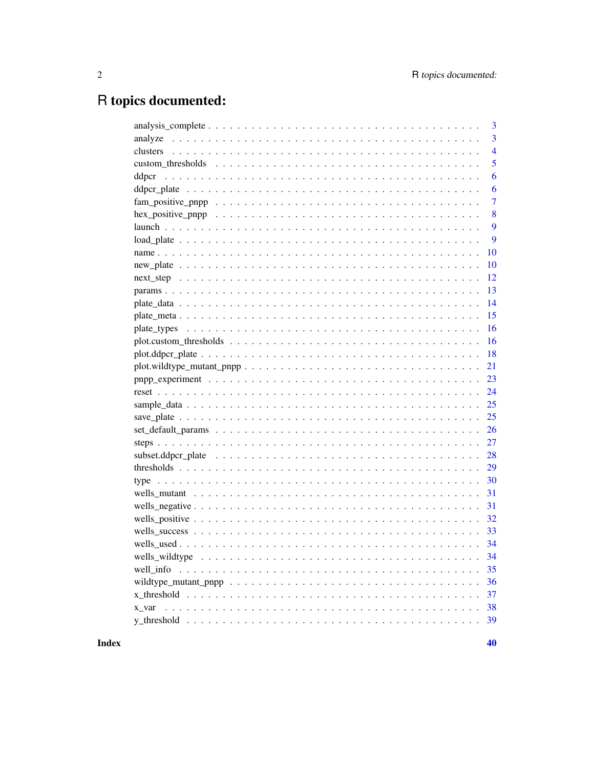# R topics documented:

| | |
|---|---|
| analysis_complete | 3 |
| analyze | 3 |
| clusters | 4 |
| custom_thresholds | 5 |
| ddpcr | 6 |
| ddpcr_plate | 6 |
| fam_positive_pnpp | 7 |
| hex_positive_pnpp | 8 |
| launch | 9 |
| load_plate | 9 |
| name | 10 |
| new_plate | 10 |
| next_step | 12 |
| params | 13 |
| plate_data | 14 |
| plate_meta | 15 |
| plate_types | 16 |
| plot.custom_thresholds | 16 |
| plot.ddpcr_plate | 18 |
| plot.wildtype_mutant_pnpp | 21 |
| pnpp_experiment | 23 |
| reset | 24 |
| sample_data | 25 |
| save_plate | 25 |
| set_default_params | 26 |
| steps | 27 |
| subset.ddpcr_plate | 28 |
| thresholds | 29 |
| type | 30 |
| wells_mutant | 31 |
| wells_negative | 31 |
| wells_positive | 32 |
| wells_success | 33 |
| wells_used | 34 |
| wells_wildtype | 34 |
| well_info | 35 |
| wildtype_mutant_pnpp | 36 |
| x_threshold | 37 |
| x_var | 38 |
| y_threshold | 39 |

**Index** **40**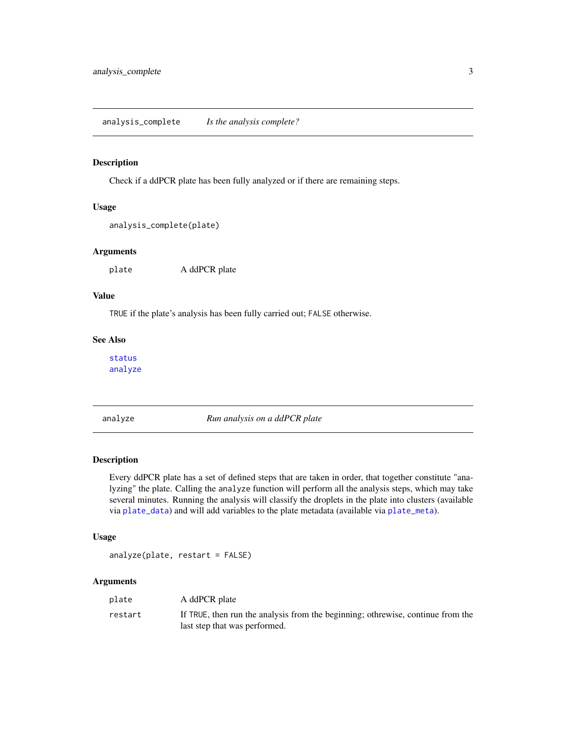## analysis_complete — *Is the analysis complete?*

### Description

Check if a ddPCR plate has been fully analyzed or if there are remaining steps.

### Usage

```
analysis_complete(plate)
```

### Arguments

| | |
|---|---|
| plate | A ddPCR plate |

### Value

TRUE if the plate's analysis has been fully carried out; FALSE otherwise.

### See Also

status
analyze

## analyze — *Run analysis on a ddPCR plate*

### Description

Every ddPCR plate has a set of defined steps that are taken in order, that together constitute "analyzing" the plate. Calling the analyze function will perform all the analysis steps, which may take several minutes. Running the analysis will classify the droplets in the plate into clusters (available via plate_data) and will add variables to the plate metadata (available via plate_meta).

### Usage

```
analyze(plate, restart = FALSE)
```

### Arguments

| | |
|---|---|
| plate | A ddPCR plate |
| restart | If TRUE, then run the analysis from the beginning; othrewise, continue from the last step that was performed. |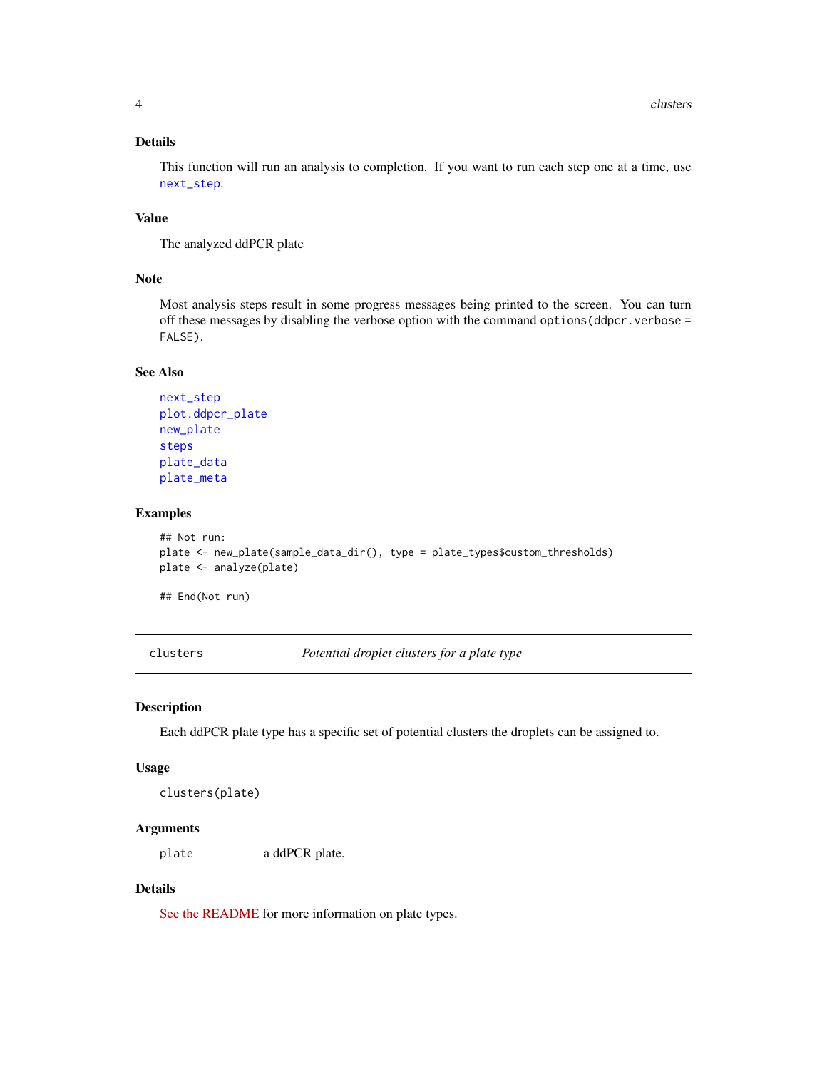### Details

This function will run an analysis to completion. If you want to run each step one at a time, use next_step.

### Value

The analyzed ddPCR plate

### Note

Most analysis steps result in some progress messages being printed to the screen. You can turn off these messages by disabling the verbose option with the command `options(ddpcr.verbose = FALSE)`.

### See Also

next_step
plot.ddpcr_plate
new_plate
steps
plate_data
plate_meta

### Examples

```
## Not run:
plate <- new_plate(sample_data_dir(), type = plate_types$custom_thresholds)
plate <- analyze(plate)

## End(Not run)
```

---

## clusters — *Potential droplet clusters for a plate type*

### Description

Each ddPCR plate type has a specific set of potential clusters the droplets can be assigned to.

### Usage

```
clusters(plate)
```

### Arguments

| | |
|---|---|
| `plate` | a ddPCR plate. |

### Details

See the README for more information on plate types.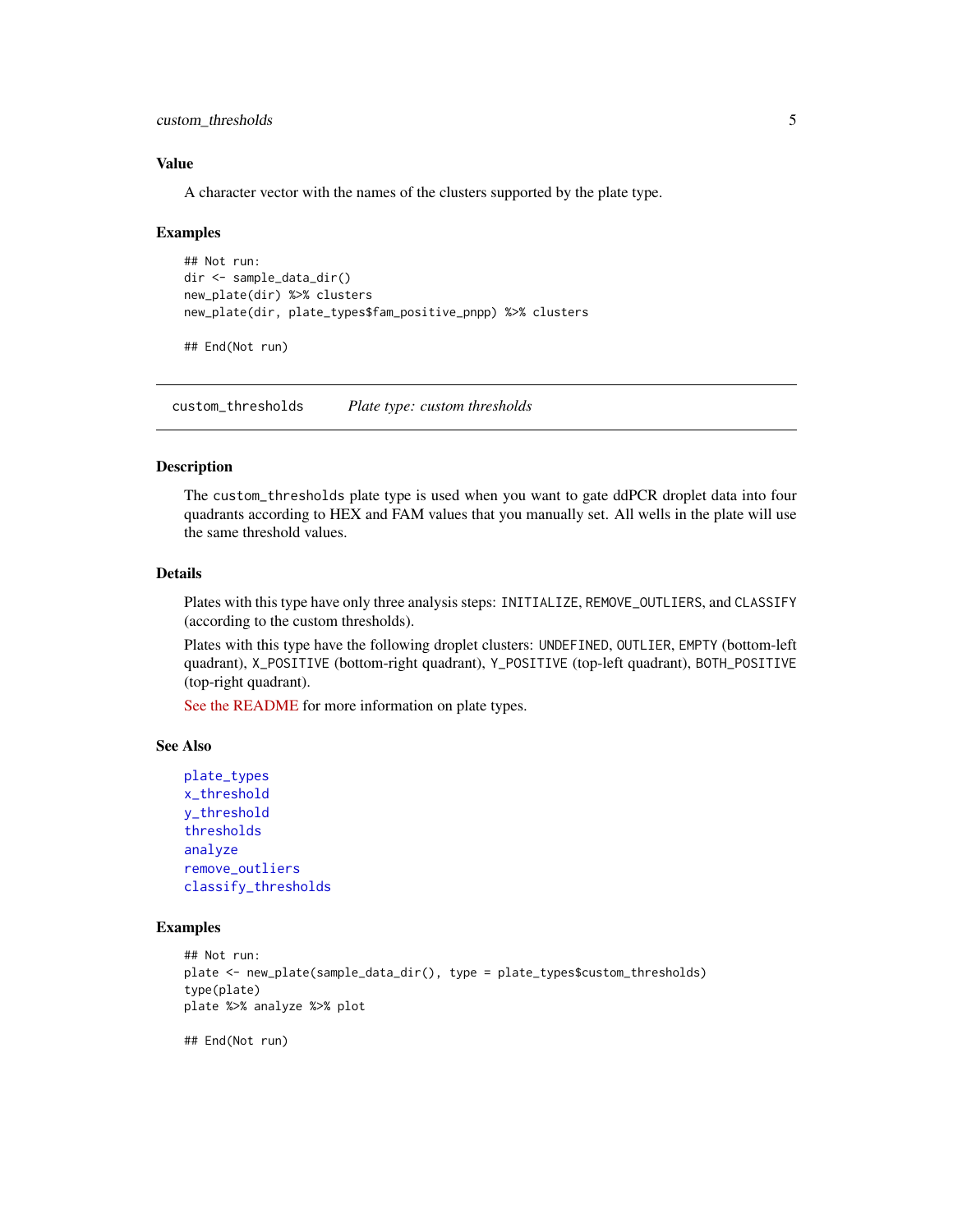### Value

A character vector with the names of the clusters supported by the plate type.

### Examples

```
## Not run:
dir <- sample_data_dir()
new_plate(dir) %>% clusters
new_plate(dir, plate_types$fam_positive_pnpp) %>% clusters

## End(Not run)
```

---

## custom_thresholds *Plate type: custom thresholds*

---

### Description

The custom_thresholds plate type is used when you want to gate ddPCR droplet data into four quadrants according to HEX and FAM values that you manually set. All wells in the plate will use the same threshold values.

### Details

Plates with this type have only three analysis steps: INITIALIZE, REMOVE_OUTLIERS, and CLASSIFY (according to the custom thresholds).

Plates with this type have the following droplet clusters: UNDEFINED, OUTLIER, EMPTY (bottom-left quadrant), X_POSITIVE (bottom-right quadrant), Y_POSITIVE (top-left quadrant), BOTH_POSITIVE (top-right quadrant).

See the README for more information on plate types.

### See Also

plate_types
x_threshold
y_threshold
thresholds
analyze
remove_outliers
classify_thresholds

### Examples

```
## Not run:
plate <- new_plate(sample_data_dir(), type = plate_types$custom_thresholds)
type(plate)
plate %>% analyze %>% plot

## End(Not run)
```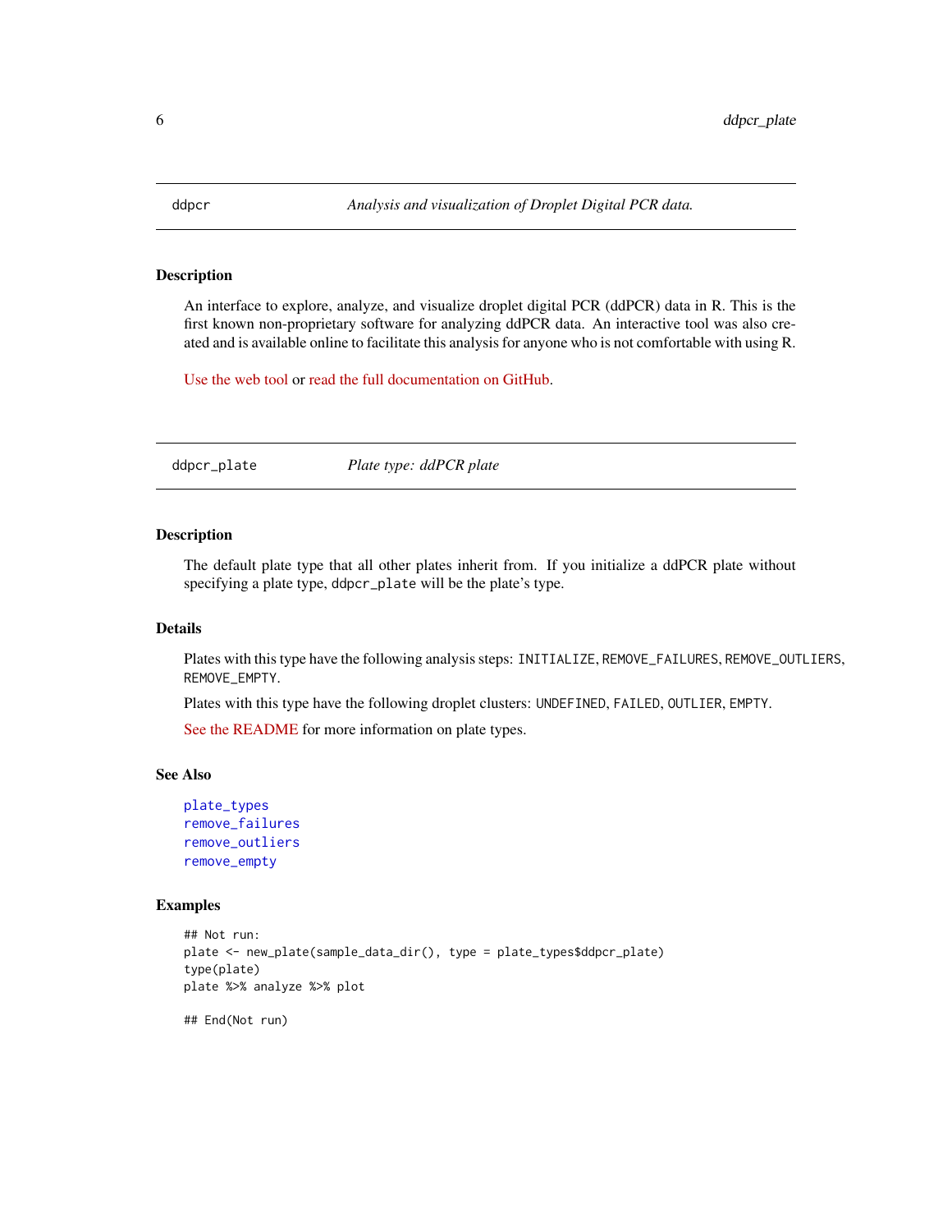## ddpcr — *Analysis and visualization of Droplet Digital PCR data.*

### Description

An interface to explore, analyze, and visualize droplet digital PCR (ddPCR) data in R. This is the first known non-proprietary software for analyzing ddPCR data. An interactive tool was also created and is available online to facilitate this analysis for anyone who is not comfortable with using R.

Use the web tool or read the full documentation on GitHub.

## ddpcr_plate — *Plate type: ddPCR plate*

### Description

The default plate type that all other plates inherit from. If you initialize a ddPCR plate without specifying a plate type, `ddpcr_plate` will be the plate's type.

### Details

Plates with this type have the following analysis steps: `INITIALIZE`, `REMOVE_FAILURES`, `REMOVE_OUTLIERS`, `REMOVE_EMPTY`.

Plates with this type have the following droplet clusters: `UNDEFINED`, `FAILED`, `OUTLIER`, `EMPTY`.

See the README for more information on plate types.

### See Also

`plate_types`
`remove_failures`
`remove_outliers`
`remove_empty`

### Examples

```
## Not run:
plate <- new_plate(sample_data_dir(), type = plate_types$ddpcr_plate)
type(plate)
plate %>% analyze %>% plot

## End(Not run)
```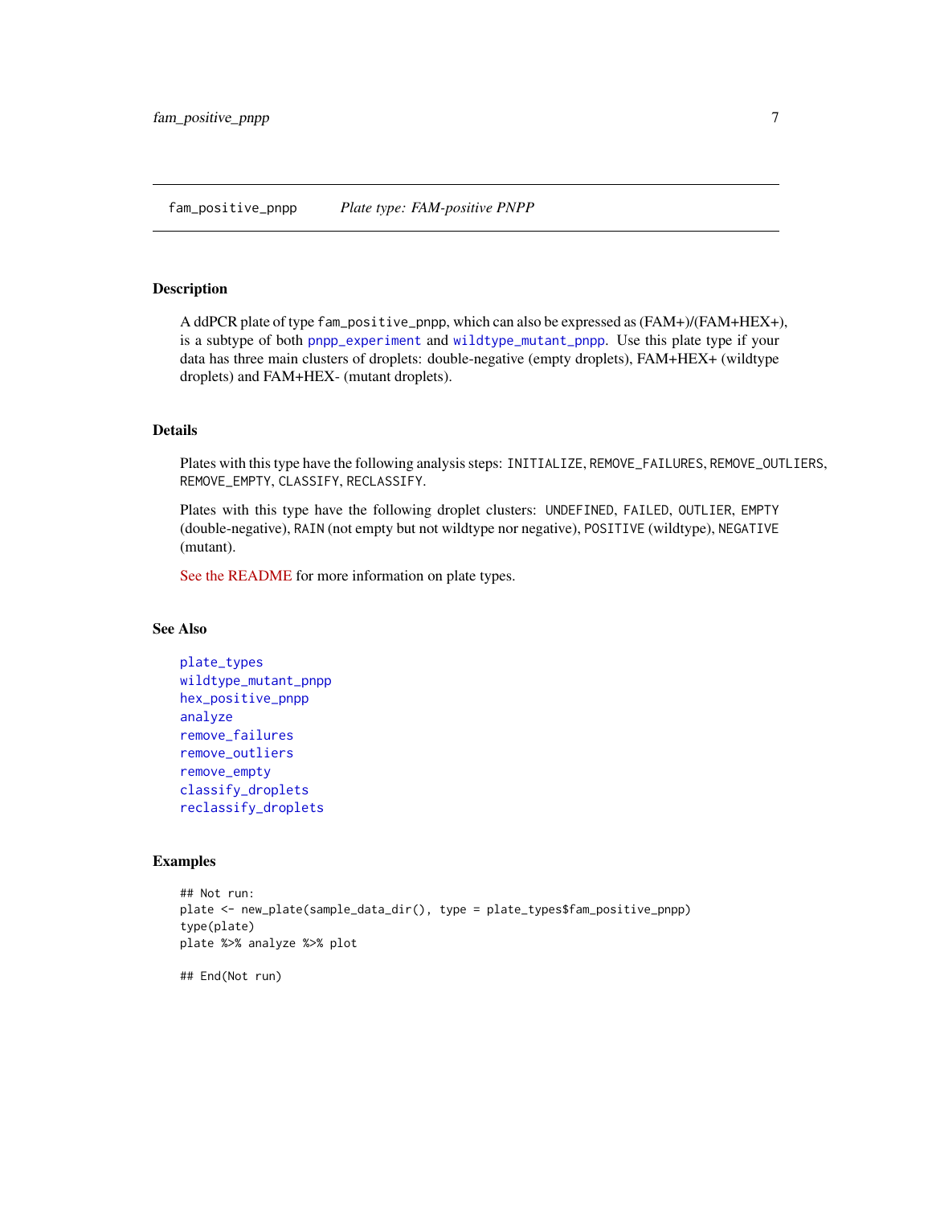fam_positive_pnpp *Plate type: FAM-positive PNPP*

## Description

A ddPCR plate of type `fam_positive_pnpp`, which can also be expressed as (FAM+)/(FAM+HEX+), is a subtype of both `pnpp_experiment` and `wildtype_mutant_pnpp`. Use this plate type if your data has three main clusters of droplets: double-negative (empty droplets), FAM+HEX+ (wildtype droplets) and FAM+HEX- (mutant droplets).

## Details

Plates with this type have the following analysis steps: `INITIALIZE`, `REMOVE_FAILURES`, `REMOVE_OUTLIERS`, `REMOVE_EMPTY`, `CLASSIFY`, `RECLASSIFY`.

Plates with this type have the following droplet clusters: `UNDEFINED`, `FAILED`, `OUTLIER`, `EMPTY` (double-negative), `RAIN` (not empty but not wildtype nor negative), `POSITIVE` (wildtype), `NEGATIVE` (mutant).

See the README for more information on plate types.

## See Also

`plate_types`
`wildtype_mutant_pnpp`
`hex_positive_pnpp`
`analyze`
`remove_failures`
`remove_outliers`
`remove_empty`
`classify_droplets`
`reclassify_droplets`

## Examples

```
## Not run:
plate <- new_plate(sample_data_dir(), type = plate_types$fam_positive_pnpp)
type(plate)
plate %>% analyze %>% plot

## End(Not run)
```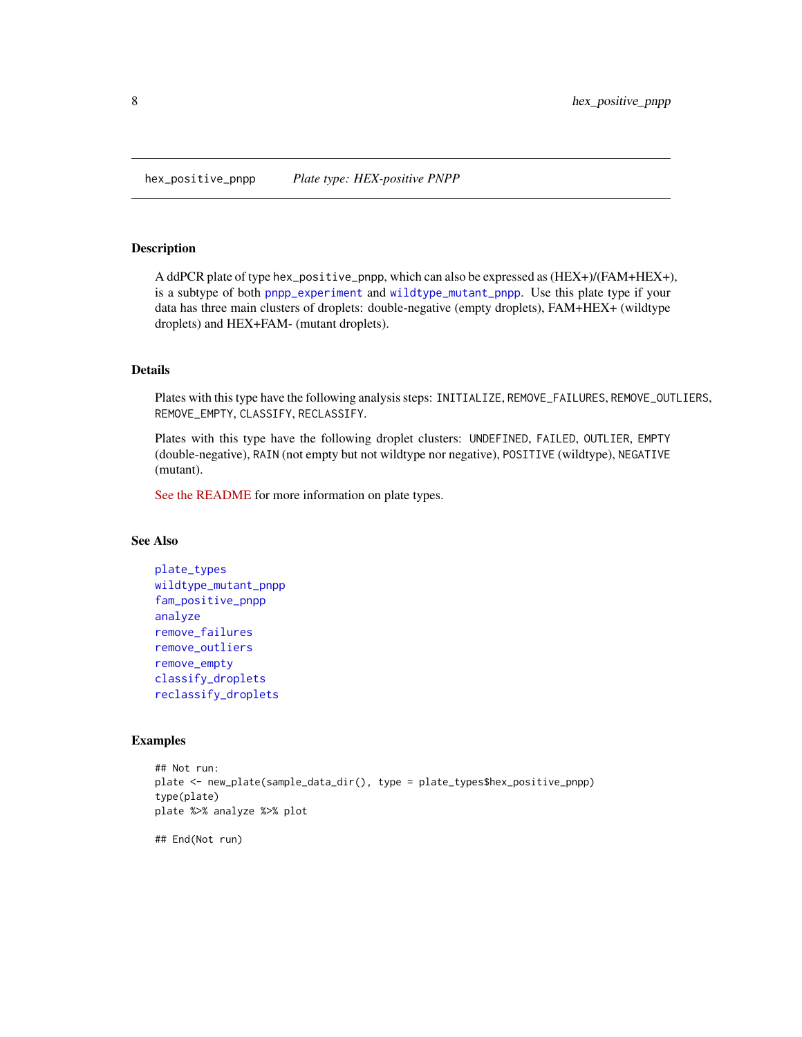hex_positive_pnpp    *Plate type: HEX-positive PNPP*

## Description

A ddPCR plate of type `hex_positive_pnpp`, which can also be expressed as (HEX+)/(FAM+HEX+), is a subtype of both `pnpp_experiment` and `wildtype_mutant_pnpp`. Use this plate type if your data has three main clusters of droplets: double-negative (empty droplets), FAM+HEX+ (wildtype droplets) and HEX+FAM- (mutant droplets).

## Details

Plates with this type have the following analysis steps: `INITIALIZE`, `REMOVE_FAILURES`, `REMOVE_OUTLIERS`, `REMOVE_EMPTY`, `CLASSIFY`, `RECLASSIFY`.

Plates with this type have the following droplet clusters: `UNDEFINED`, `FAILED`, `OUTLIER`, `EMPTY` (double-negative), `RAIN` (not empty but not wildtype nor negative), `POSITIVE` (wildtype), `NEGATIVE` (mutant).

See the README for more information on plate types.

## See Also

`plate_types`
`wildtype_mutant_pnpp`
`fam_positive_pnpp`
`analyze`
`remove_failures`
`remove_outliers`
`remove_empty`
`classify_droplets`
`reclassify_droplets`

## Examples

```
## Not run:
plate <- new_plate(sample_data_dir(), type = plate_types$hex_positive_pnpp)
type(plate)
plate %>% analyze %>% plot

## End(Not run)
```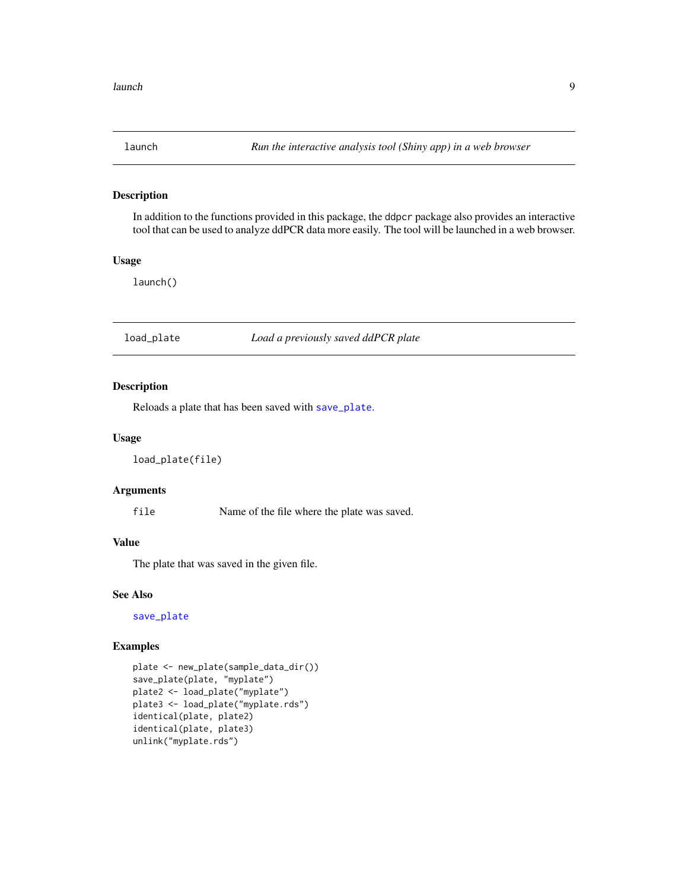## launch — *Run the interactive analysis tool (Shiny app) in a web browser*

### Description

In addition to the functions provided in this package, the `ddpcr` package also provides an interactive tool that can be used to analyze ddPCR data more easily. The tool will be launched in a web browser.

### Usage

```
launch()
```

## load_plate — *Load a previously saved ddPCR plate*

### Description

Reloads a plate that has been saved with `save_plate`.

### Usage

```
load_plate(file)
```

### Arguments

| | |
|---|---|
| `file` | Name of the file where the plate was saved. |

### Value

The plate that was saved in the given file.

### See Also

`save_plate`

### Examples

```
plate <- new_plate(sample_data_dir())
save_plate(plate, "myplate")
plate2 <- load_plate("myplate")
plate3 <- load_plate("myplate.rds")
identical(plate, plate2)
identical(plate, plate3)
unlink("myplate.rds")
```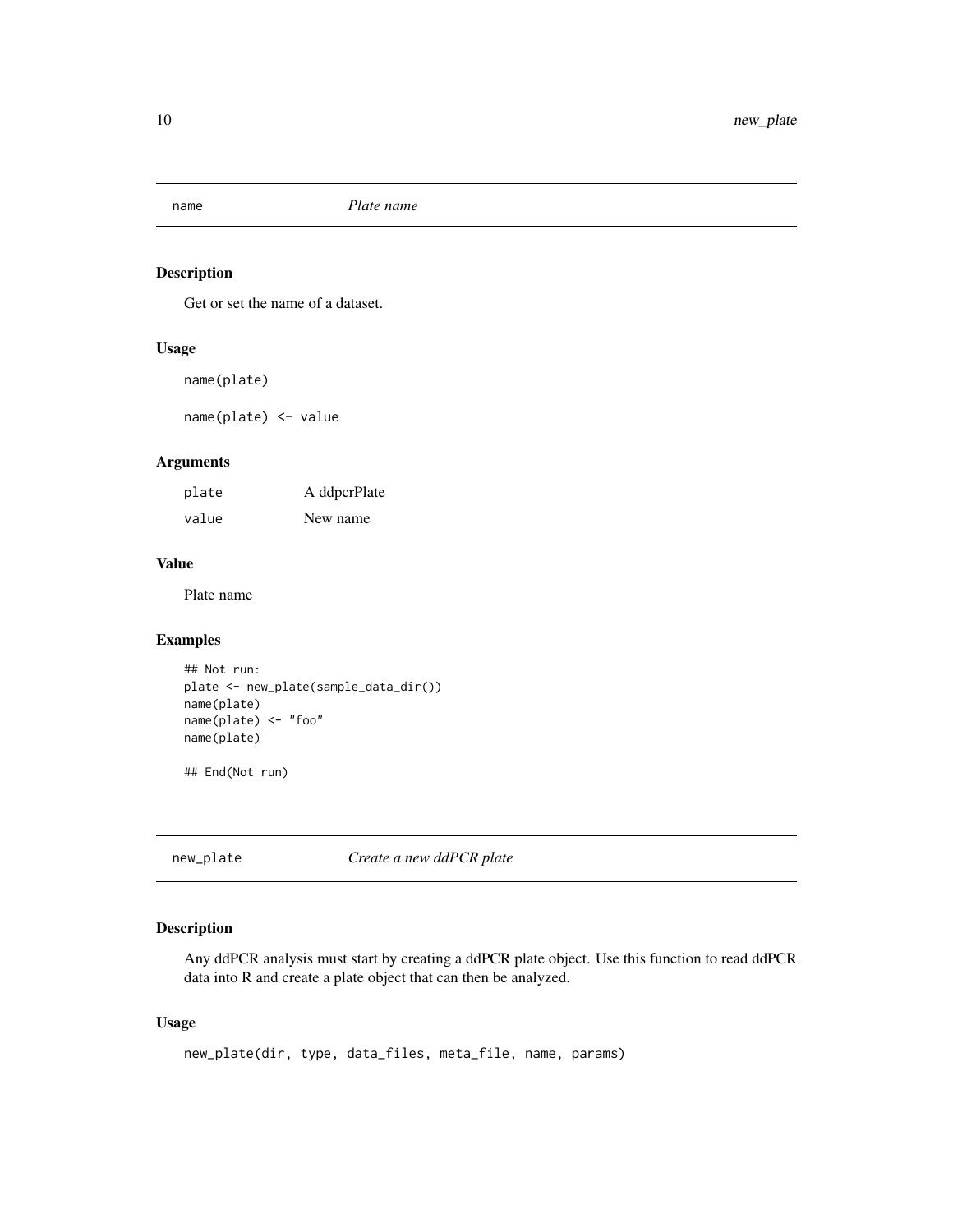## name — *Plate name*

### Description

Get or set the name of a dataset.

### Usage

```
name(plate)

name(plate) <- value
```

### Arguments

| | |
|---|---|
| plate | A ddpcrPlate |
| value | New name |

### Value

Plate name

### Examples

```
## Not run:
plate <- new_plate(sample_data_dir())
name(plate)
name(plate) <- "foo"
name(plate)

## End(Not run)
```

## new_plate — *Create a new ddPCR plate*

### Description

Any ddPCR analysis must start by creating a ddPCR plate object. Use this function to read ddPCR data into R and create a plate object that can then be analyzed.

### Usage

```
new_plate(dir, type, data_files, meta_file, name, params)
```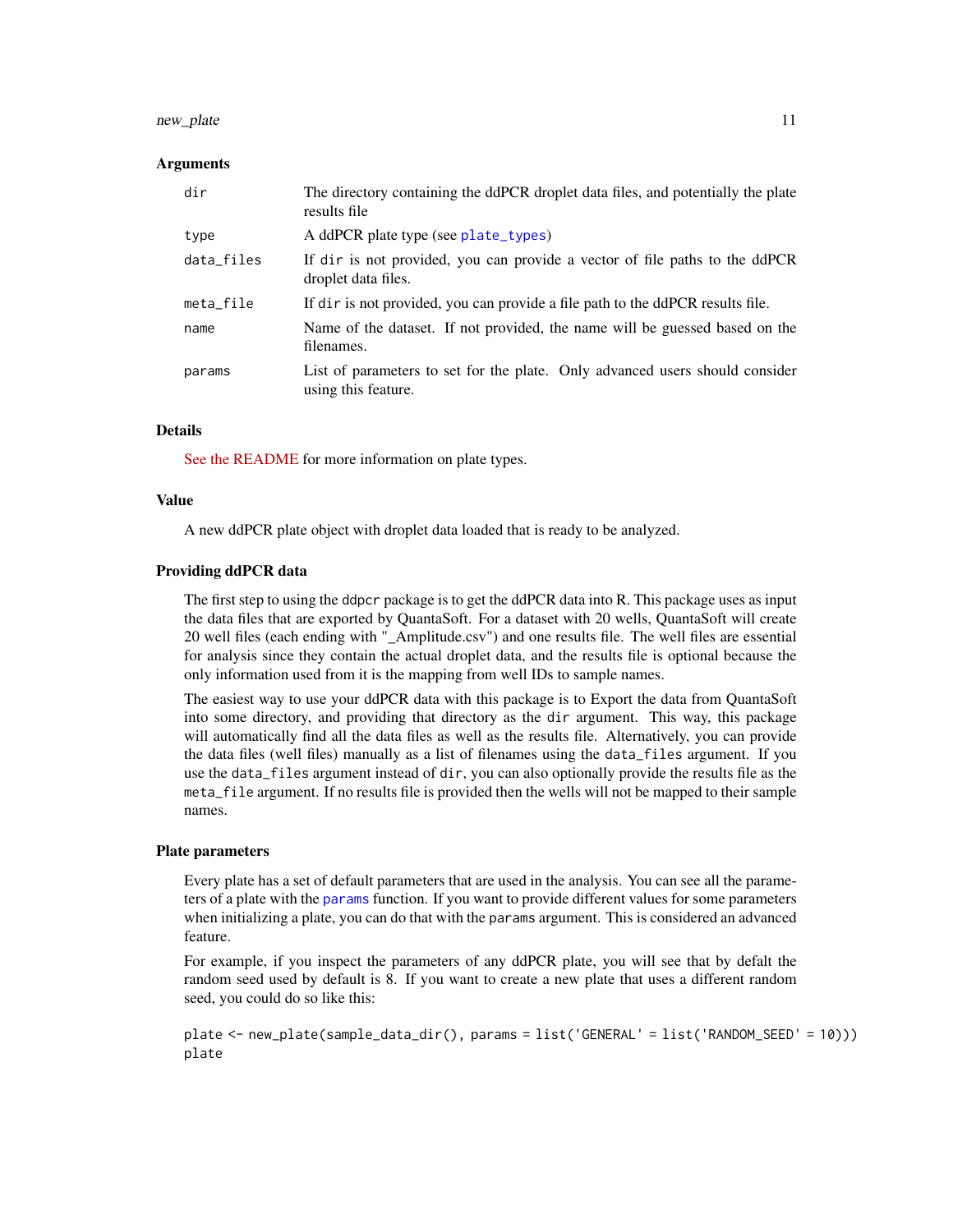### Arguments

| | |
|---|---|
| `dir` | The directory containing the ddPCR droplet data files, and potentially the plate results file |
| `type` | A ddPCR plate type (see `plate_types`) |
| `data_files` | If `dir` is not provided, you can provide a vector of file paths to the ddPCR droplet data files. |
| `meta_file` | If `dir` is not provided, you can provide a file path to the ddPCR results file. |
| `name` | Name of the dataset. If not provided, the name will be guessed based on the filenames. |
| `params` | List of parameters to set for the plate. Only advanced users should consider using this feature. |

### Details

See the README for more information on plate types.

### Value

A new ddPCR plate object with droplet data loaded that is ready to be analyzed.

### Providing ddPCR data

The first step to using the `ddpcr` package is to get the ddPCR data into R. This package uses as input the data files that are exported by QuantaSoft. For a dataset with 20 wells, QuantaSoft will create 20 well files (each ending with "_Amplitude.csv") and one results file. The well files are essential for analysis since they contain the actual droplet data, and the results file is optional because the only information used from it is the mapping from well IDs to sample names.

The easiest way to use your ddPCR data with this package is to Export the data from QuantaSoft into some directory, and providing that directory as the `dir` argument. This way, this package will automatically find all the data files as well as the results file. Alternatively, you can provide the data files (well files) manually as a list of filenames using the `data_files` argument. If you use the `data_files` argument instead of `dir`, you can also optionally provide the results file as the `meta_file` argument. If no results file is provided then the wells will not be mapped to their sample names.

### Plate parameters

Every plate has a set of default parameters that are used in the analysis. You can see all the parameters of a plate with the `params` function. If you want to provide different values for some parameters when initializing a plate, you can do that with the `params` argument. This is considered an advanced feature.

For example, if you inspect the parameters of any ddPCR plate, you will see that by defalt the random seed used by default is 8. If you want to create a new plate that uses a different random seed, you could do so like this:

```
plate <- new_plate(sample_data_dir(), params = list('GENERAL' = list('RANDOM_SEED' = 10)))
plate
```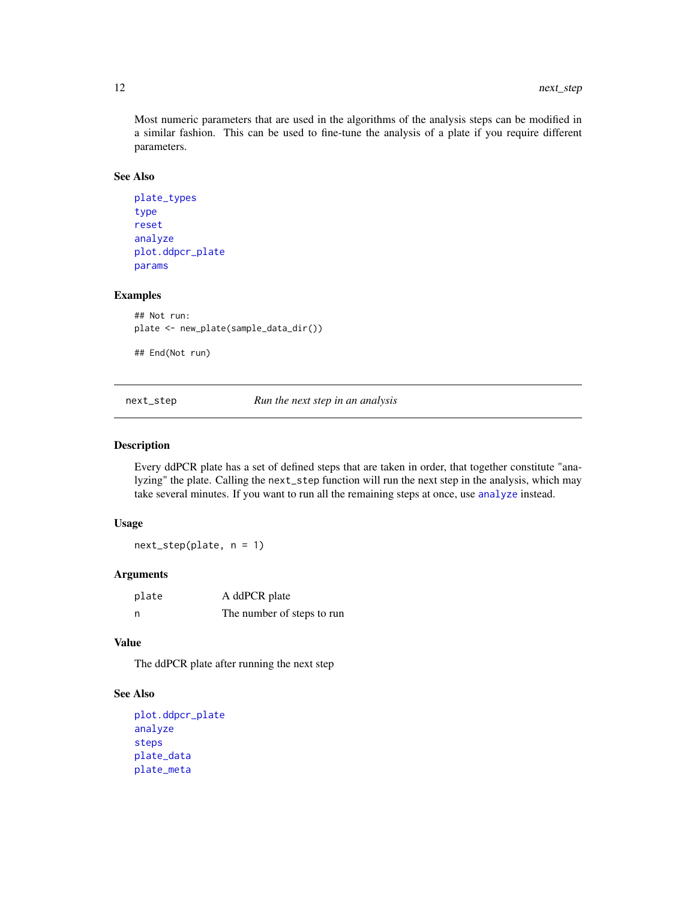Most numeric parameters that are used in the algorithms of the analysis steps can be modified in a similar fashion. This can be used to fine-tune the analysis of a plate if you require different parameters.

### See Also

plate_types
type
reset
analyze
plot.ddpcr_plate
params

### Examples

```
## Not run:
plate <- new_plate(sample_data_dir())

## End(Not run)
```

---

## next_step — *Run the next step in an analysis*

### Description

Every ddPCR plate has a set of defined steps that are taken in order, that together constitute "analyzing" the plate. Calling the `next_step` function will run the next step in the analysis, which may take several minutes. If you want to run all the remaining steps at once, use analyze instead.

### Usage

```
next_step(plate, n = 1)
```

### Arguments

| | |
|---|---|
| plate | A ddPCR plate |
| n | The number of steps to run |

### Value

The ddPCR plate after running the next step

### See Also

plot.ddpcr_plate
analyze
steps
plate_data
plate_meta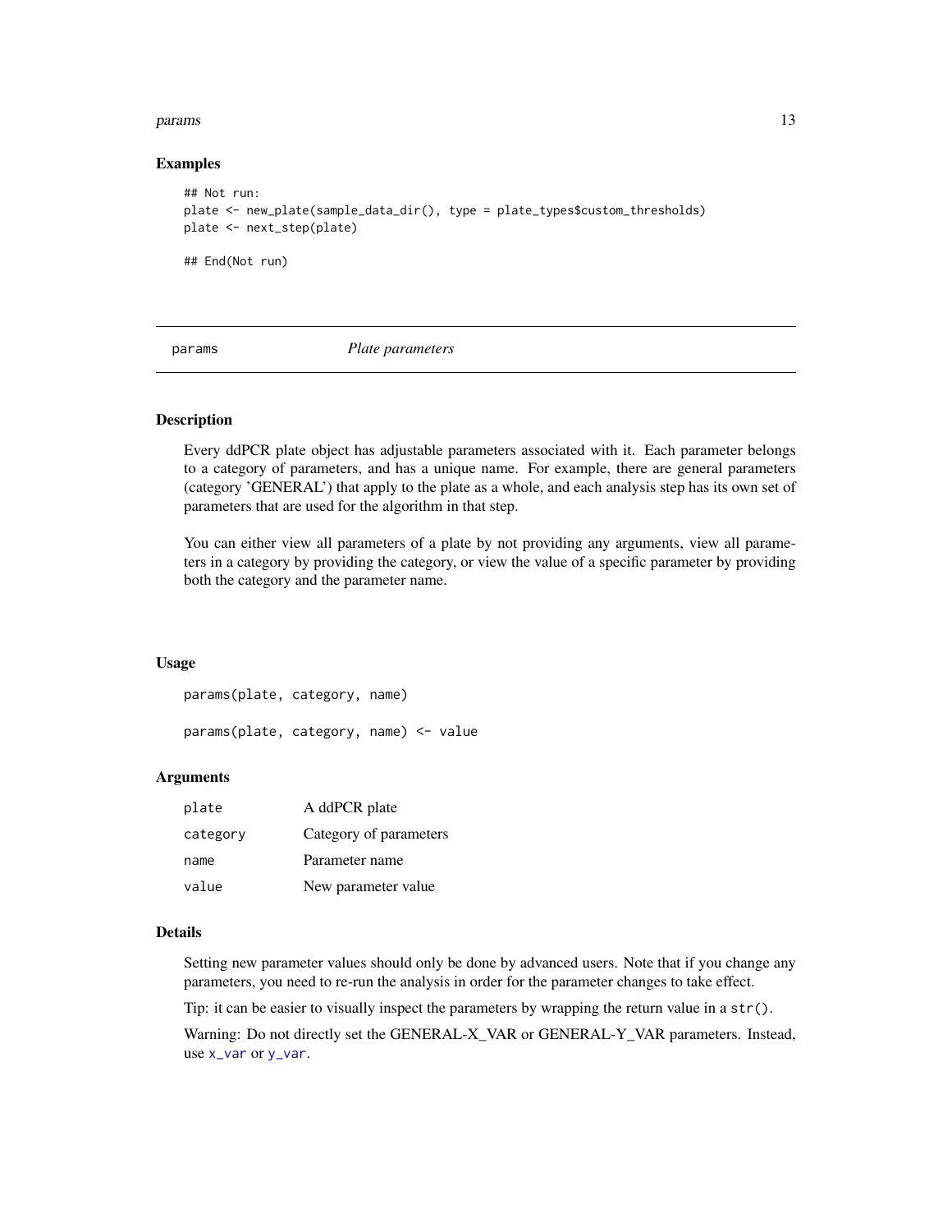### Examples

```
## Not run:
plate <- new_plate(sample_data_dir(), type = plate_types$custom_thresholds)
plate <- next_step(plate)

## End(Not run)
```

---

## params — *Plate parameters*

---

### Description

Every ddPCR plate object has adjustable parameters associated with it. Each parameter belongs to a category of parameters, and has a unique name. For example, there are general parameters (category 'GENERAL') that apply to the plate as a whole, and each analysis step has its own set of parameters that are used for the algorithm in that step.

You can either view all parameters of a plate by not providing any arguments, view all parameters in a category by providing the category, or view the value of a specific parameter by providing both the category and the parameter name.

### Usage

```
params(plate, category, name)

params(plate, category, name) <- value
```

### Arguments

| | |
|---|---|
| plate | A ddPCR plate |
| category | Category of parameters |
| name | Parameter name |
| value | New parameter value |

### Details

Setting new parameter values should only be done by advanced users. Note that if you change any parameters, you need to re-run the analysis in order for the parameter changes to take effect.

Tip: it can be easier to visually inspect the parameters by wrapping the return value in a `str()`.

Warning: Do not directly set the GENERAL-X_VAR or GENERAL-Y_VAR parameters. Instead, use `x_var` or `y_var`.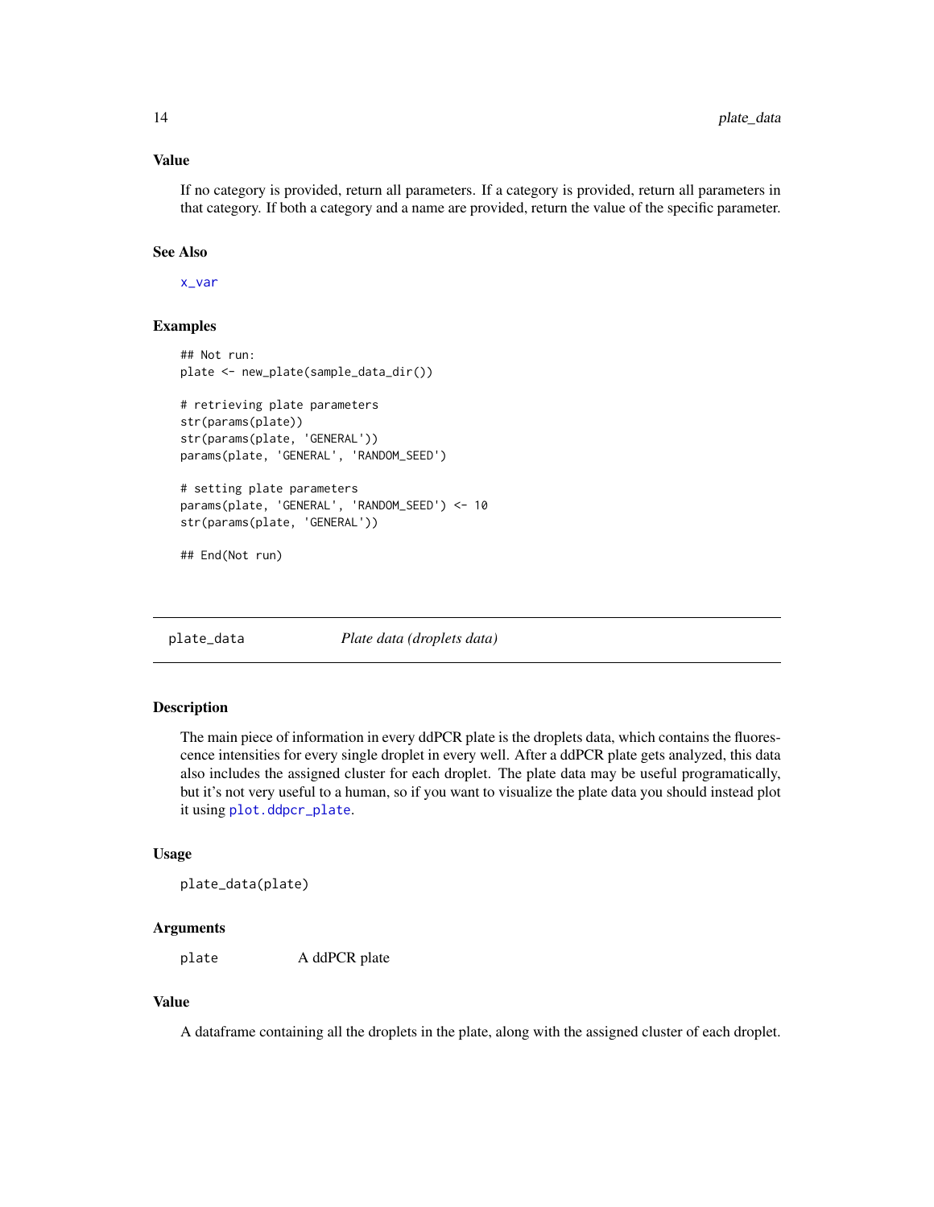### Value

If no category is provided, return all parameters. If a category is provided, return all parameters in that category. If both a category and a name are provided, return the value of the specific parameter.

### See Also

x_var

### Examples

```
## Not run:
plate <- new_plate(sample_data_dir())

# retrieving plate parameters
str(params(plate))
str(params(plate, 'GENERAL'))
params(plate, 'GENERAL', 'RANDOM_SEED')

# setting plate parameters
params(plate, 'GENERAL', 'RANDOM_SEED') <- 10
str(params(plate, 'GENERAL'))

## End(Not run)
```

---

## plate_data &nbsp;&nbsp;&nbsp; *Plate data (droplets data)*

---

### Description

The main piece of information in every ddPCR plate is the droplets data, which contains the fluorescence intensities for every single droplet in every well. After a ddPCR plate gets analyzed, this data also includes the assigned cluster for each droplet. The plate data may be useful programatically, but it's not very useful to a human, so if you want to visualize the plate data you should instead plot it using `plot.ddpcr_plate`.

### Usage

```
plate_data(plate)
```

### Arguments

| | |
|---|---|
| plate | A ddPCR plate |

### Value

A dataframe containing all the droplets in the plate, along with the assigned cluster of each droplet.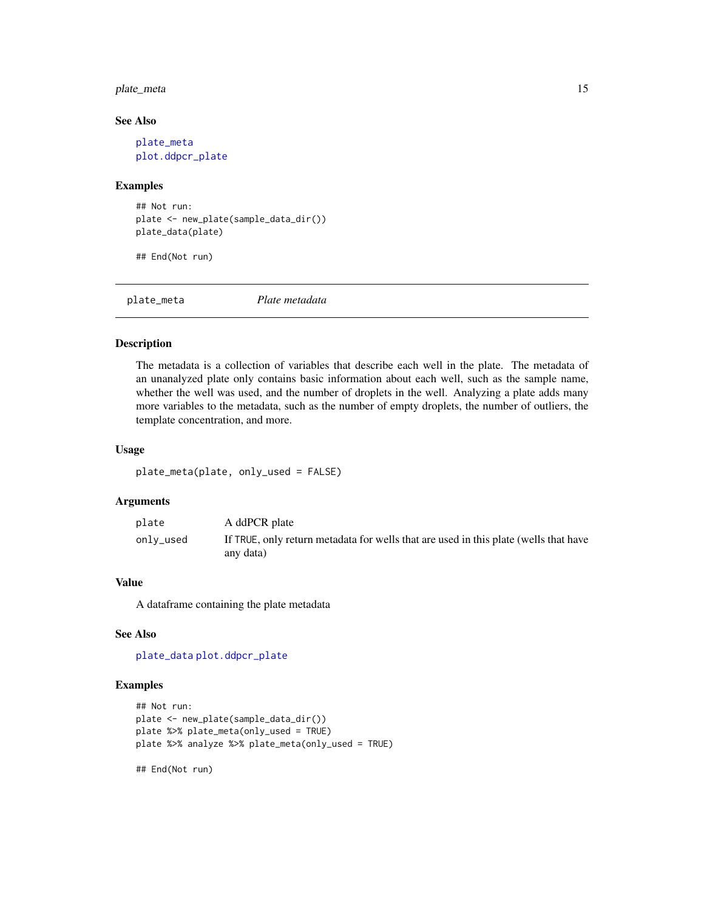### See Also

plate_meta
plot.ddpcr_plate

### Examples

```
## Not run:
plate <- new_plate(sample_data_dir())
plate_data(plate)

## End(Not run)
```

---

## plate_meta *Plate metadata*

### Description

The metadata is a collection of variables that describe each well in the plate. The metadata of an unanalyzed plate only contains basic information about each well, such as the sample name, whether the well was used, and the number of droplets in the well. Analyzing a plate adds many more variables to the metadata, such as the number of empty droplets, the number of outliers, the template concentration, and more.

### Usage

```
plate_meta(plate, only_used = FALSE)
```

### Arguments

| | |
|---|---|
| plate | A ddPCR plate |
| only_used | If TRUE, only return metadata for wells that are used in this plate (wells that have any data) |

### Value

A dataframe containing the plate metadata

### See Also

plate_data plot.ddpcr_plate

### Examples

```
## Not run:
plate <- new_plate(sample_data_dir())
plate %>% plate_meta(only_used = TRUE)
plate %>% analyze %>% plate_meta(only_used = TRUE)

## End(Not run)
```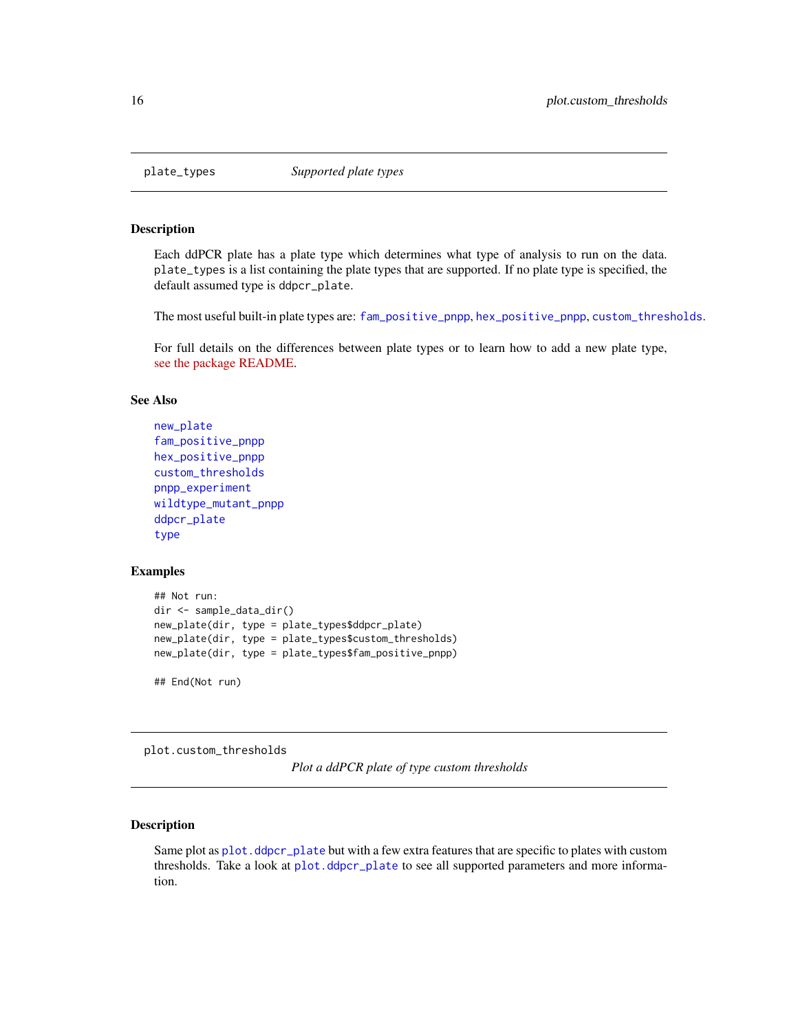## plate_types — *Supported plate types*

### Description

Each ddPCR plate has a plate type which determines what type of analysis to run on the data. `plate_types` is a list containing the plate types that are supported. If no plate type is specified, the default assumed type is `ddpcr_plate`.

The most useful built-in plate types are: `fam_positive_pnpp`, `hex_positive_pnpp`, `custom_thresholds`.

For full details on the differences between plate types or to learn how to add a new plate type, see the package README.

### See Also

`new_plate`
`fam_positive_pnpp`
`hex_positive_pnpp`
`custom_thresholds`
`pnpp_experiment`
`wildtype_mutant_pnpp`
`ddpcr_plate`
`type`

### Examples

```
## Not run:
dir <- sample_data_dir()
new_plate(dir, type = plate_types$ddpcr_plate)
new_plate(dir, type = plate_types$custom_thresholds)
new_plate(dir, type = plate_types$fam_positive_pnpp)

## End(Not run)
```

## plot.custom_thresholds — *Plot a ddPCR plate of type custom thresholds*

### Description

Same plot as `plot.ddpcr_plate` but with a few extra features that are specific to plates with custom thresholds. Take a look at `plot.ddpcr_plate` to see all supported parameters and more information.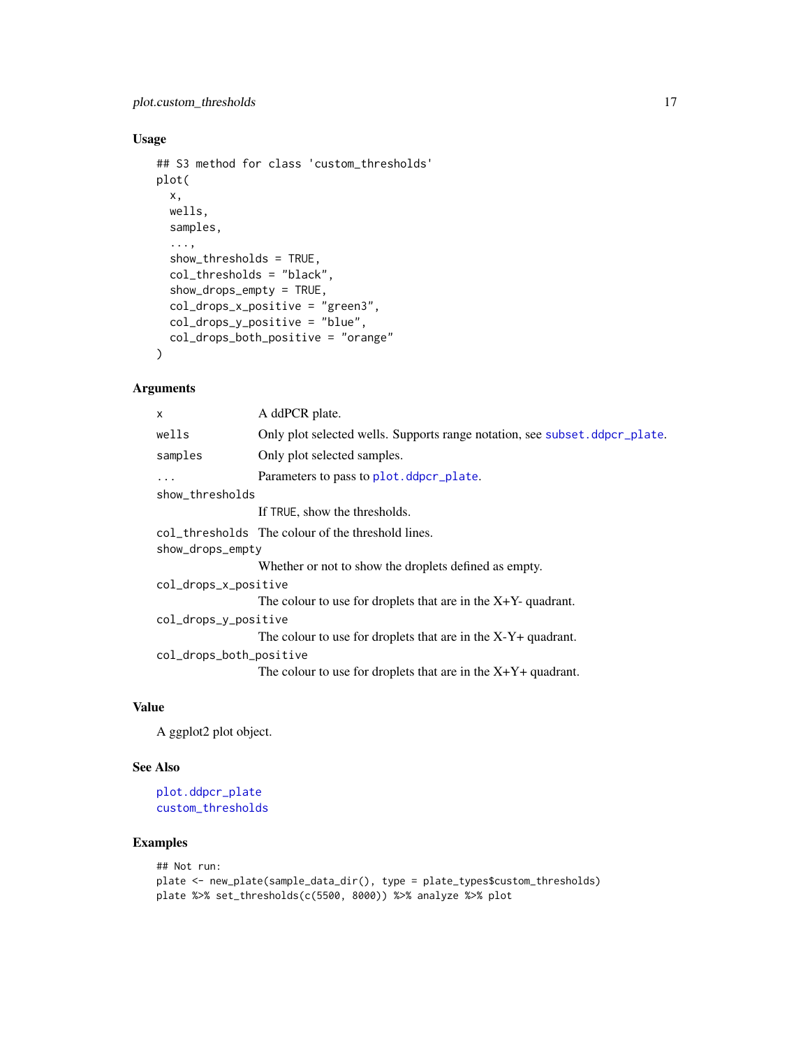### Usage

```
## S3 method for class 'custom_thresholds'
plot(
  x,
  wells,
  samples,
  ...,
  show_thresholds = TRUE,
  col_thresholds = "black",
  show_drops_empty = TRUE,
  col_drops_x_positive = "green3",
  col_drops_y_positive = "blue",
  col_drops_both_positive = "orange"
)
```

### Arguments

| | |
|---|---|
| `x` | A ddPCR plate. |
| `wells` | Only plot selected wells. Supports range notation, see `subset.ddpcr_plate`. |
| `samples` | Only plot selected samples. |
| `...` | Parameters to pass to `plot.ddpcr_plate`. |
| `show_thresholds` | If `TRUE`, show the thresholds. |
| `col_thresholds` | The colour of the threshold lines. |
| `show_drops_empty` | Whether or not to show the droplets defined as empty. |
| `col_drops_x_positive` | The colour to use for droplets that are in the X+Y- quadrant. |
| `col_drops_y_positive` | The colour to use for droplets that are in the X-Y+ quadrant. |
| `col_drops_both_positive` | The colour to use for droplets that are in the X+Y+ quadrant. |

### Value

A ggplot2 plot object.

### See Also

`plot.ddpcr_plate`
`custom_thresholds`

### Examples

```
## Not run:
plate <- new_plate(sample_data_dir(), type = plate_types$custom_thresholds)
plate %>% set_thresholds(c(5500, 8000)) %>% analyze %>% plot
```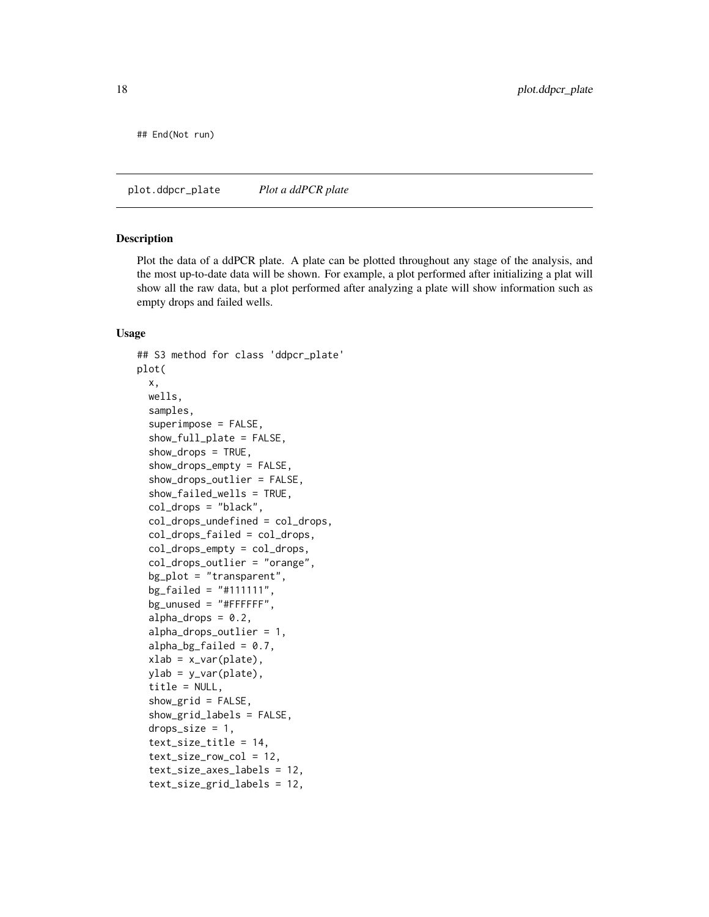```
## End(Not run)
```

## plot.ddpcr_plate *Plot a ddPCR plate*

### Description

Plot the data of a ddPCR plate. A plate can be plotted throughout any stage of the analysis, and the most up-to-date data will be shown. For example, a plot performed after initializing a plat will show all the raw data, but a plot performed after analyzing a plate will show information such as empty drops and failed wells.

### Usage

```
## S3 method for class 'ddpcr_plate'
plot(
  x,
  wells,
  samples,
  superimpose = FALSE,
  show_full_plate = FALSE,
  show_drops = TRUE,
  show_drops_empty = FALSE,
  show_drops_outlier = FALSE,
  show_failed_wells = TRUE,
  col_drops = "black",
  col_drops_undefined = col_drops,
  col_drops_failed = col_drops,
  col_drops_empty = col_drops,
  col_drops_outlier = "orange",
  bg_plot = "transparent",
  bg_failed = "#111111",
  bg_unused = "#FFFFFF",
  alpha_drops = 0.2,
  alpha_drops_outlier = 1,
  alpha_bg_failed = 0.7,
  xlab = x_var(plate),
  ylab = y_var(plate),
  title = NULL,
  show_grid = FALSE,
  show_grid_labels = FALSE,
  drops_size = 1,
  text_size_title = 14,
  text_size_row_col = 12,
  text_size_axes_labels = 12,
  text_size_grid_labels = 12,
```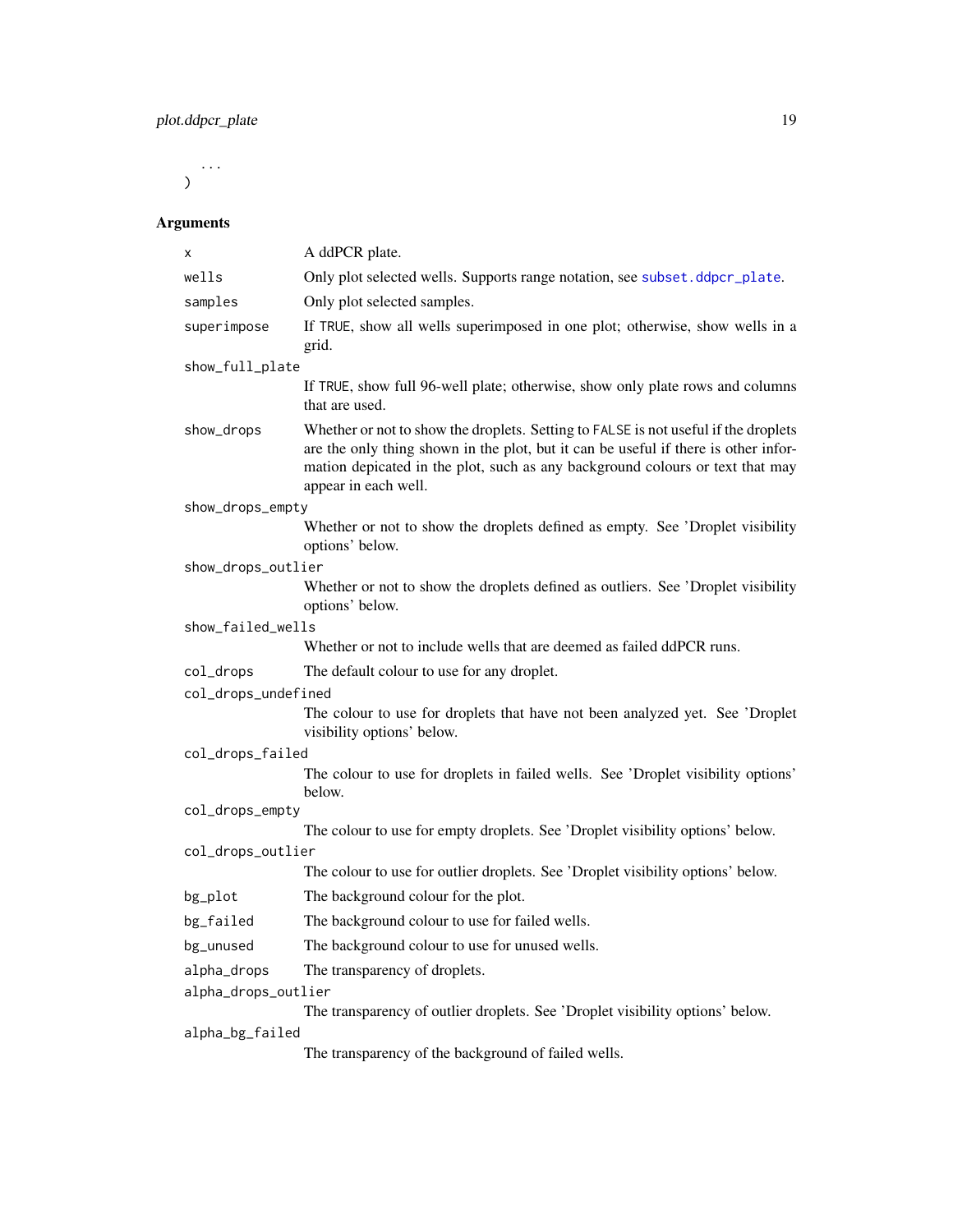```
    ...
)
```

## Arguments

| | |
|---|---|
| `x` | A ddPCR plate. |
| `wells` | Only plot selected wells. Supports range notation, see `subset.ddpcr_plate`. |
| `samples` | Only plot selected samples. |
| `superimpose` | If `TRUE`, show all wells superimposed in one plot; otherwise, show wells in a grid. |
| `show_full_plate` | If `TRUE`, show full 96-well plate; otherwise, show only plate rows and columns that are used. |
| `show_drops` | Whether or not to show the droplets. Setting to `FALSE` is not useful if the droplets are the only thing shown in the plot, but it can be useful if there is other information depicated in the plot, such as any background colours or text that may appear in each well. |
| `show_drops_empty` | Whether or not to show the droplets defined as empty. See 'Droplet visibility options' below. |
| `show_drops_outlier` | Whether or not to show the droplets defined as outliers. See 'Droplet visibility options' below. |
| `show_failed_wells` | Whether or not to include wells that are deemed as failed ddPCR runs. |
| `col_drops` | The default colour to use for any droplet. |
| `col_drops_undefined` | The colour to use for droplets that have not been analyzed yet. See 'Droplet visibility options' below. |
| `col_drops_failed` | The colour to use for droplets in failed wells. See 'Droplet visibility options' below. |
| `col_drops_empty` | The colour to use for empty droplets. See 'Droplet visibility options' below. |
| `col_drops_outlier` | The colour to use for outlier droplets. See 'Droplet visibility options' below. |
| `bg_plot` | The background colour for the plot. |
| `bg_failed` | The background colour to use for failed wells. |
| `bg_unused` | The background colour to use for unused wells. |
| `alpha_drops` | The transparency of droplets. |
| `alpha_drops_outlier` | The transparency of outlier droplets. See 'Droplet visibility options' below. |
| `alpha_bg_failed` | The transparency of the background of failed wells. |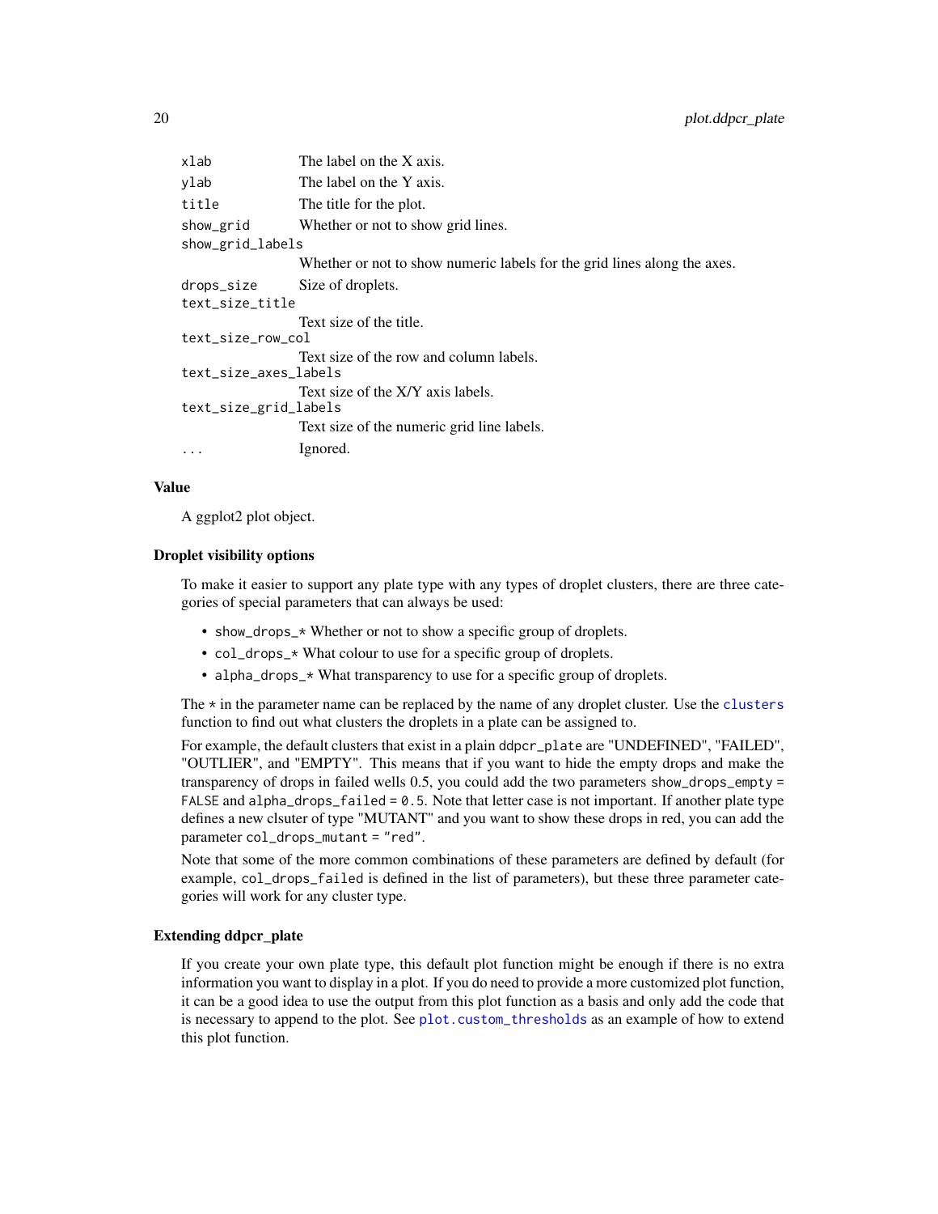| | |
|---|---|
| `xlab` | The label on the X axis. |
| `ylab` | The label on the Y axis. |
| `title` | The title for the plot. |
| `show_grid` | Whether or not to show grid lines. |
| `show_grid_labels` | Whether or not to show numeric labels for the grid lines along the axes. |
| `drops_size` | Size of droplets. |
| `text_size_title` | Text size of the title. |
| `text_size_row_col` | Text size of the row and column labels. |
| `text_size_axes_labels` | Text size of the X/Y axis labels. |
| `text_size_grid_labels` | Text size of the numeric grid line labels. |
| `...` | Ignored. |

## Value

A ggplot2 plot object.

### Droplet visibility options

To make it easier to support any plate type with any types of droplet clusters, there are three categories of special parameters that can always be used:

- `show_drops_*` Whether or not to show a specific group of droplets.
- `col_drops_*` What colour to use for a specific group of droplets.
- `alpha_drops_*` What transparency to use for a specific group of droplets.

The `*` in the parameter name can be replaced by the name of any droplet cluster. Use the `clusters` function to find out what clusters the droplets in a plate can be assigned to.

For example, the default clusters that exist in a plain `ddpcr_plate` are "UNDEFINED", "FAILED", "OUTLIER", and "EMPTY". This means that if you want to hide the empty drops and make the transparency of drops in failed wells 0.5, you could add the two parameters `show_drops_empty = FALSE` and `alpha_drops_failed = 0.5`. Note that letter case is not important. If another plate type defines a new clsuter of type "MUTANT" and you want to show these drops in red, you can add the parameter `col_drops_mutant = "red"`.

Note that some of the more common combinations of these parameters are defined by default (for example, `col_drops_failed` is defined in the list of parameters), but these three parameter categories will work for any cluster type.

### Extending ddpcr_plate

If you create your own plate type, this default plot function might be enough if there is no extra information you want to display in a plot. If you do need to provide a more customized plot function, it can be a good idea to use the output from this plot function as a basis and only add the code that is necessary to append to the plot. See `plot.custom_thresholds` as an example of how to extend this plot function.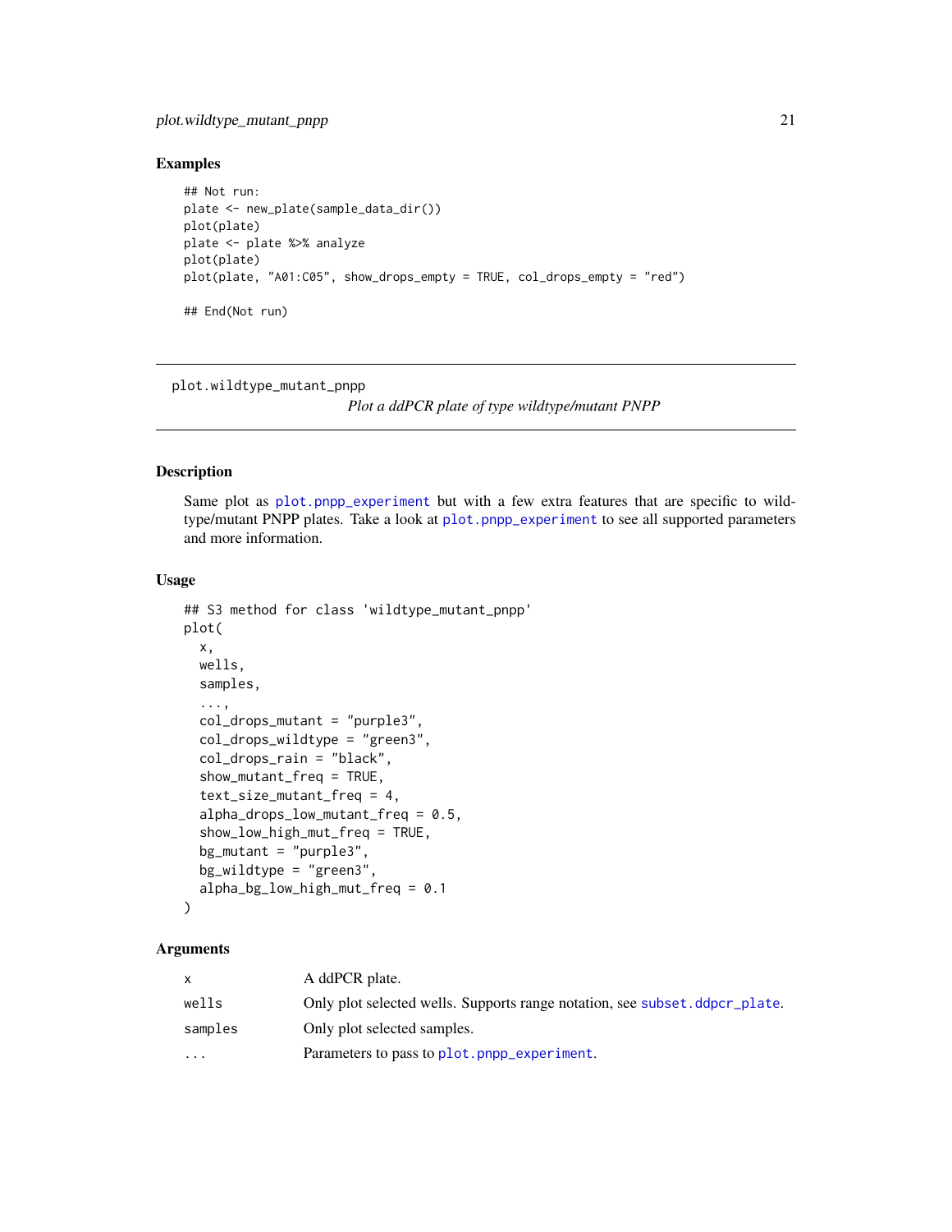### Examples

```
## Not run:
plate <- new_plate(sample_data_dir())
plot(plate)
plate <- plate %>% analyze
plot(plate)
plot(plate, "A01:C05", show_drops_empty = TRUE, col_drops_empty = "red")

## End(Not run)
```

---

## plot.wildtype_mutant_pnpp

*Plot a ddPCR plate of type wildtype/mutant PNPP*

---

### Description

Same plot as plot.pnpp_experiment but with a few extra features that are specific to wildtype/mutant PNPP plates. Take a look at plot.pnpp_experiment to see all supported parameters and more information.

### Usage

```
## S3 method for class 'wildtype_mutant_pnpp'
plot(
  x,
  wells,
  samples,
  ...,
  col_drops_mutant = "purple3",
  col_drops_wildtype = "green3",
  col_drops_rain = "black",
  show_mutant_freq = TRUE,
  text_size_mutant_freq = 4,
  alpha_drops_low_mutant_freq = 0.5,
  show_low_high_mut_freq = TRUE,
  bg_mutant = "purple3",
  bg_wildtype = "green3",
  alpha_bg_low_high_mut_freq = 0.1
)
```

### Arguments

| | |
|---|---|
| x | A ddPCR plate. |
| wells | Only plot selected wells. Supports range notation, see subset.ddpcr_plate. |
| samples | Only plot selected samples. |
| ... | Parameters to pass to plot.pnpp_experiment. |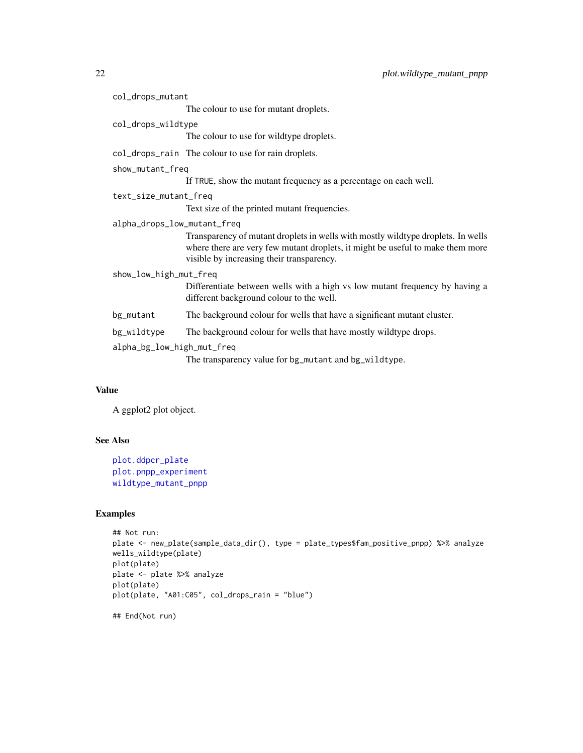`col_drops_mutant`
: The colour to use for mutant droplets.

`col_drops_wildtype`
: The colour to use for wildtype droplets.

`col_drops_rain`
: The colour to use for rain droplets.

`show_mutant_freq`
: If `TRUE`, show the mutant frequency as a percentage on each well.

`text_size_mutant_freq`
: Text size of the printed mutant frequencies.

`alpha_drops_low_mutant_freq`
: Transparency of mutant droplets in wells with mostly wildtype droplets. In wells where there are very few mutant droplets, it might be useful to make them more visible by increasing their transparency.

`show_low_high_mut_freq`
: Differentiate between wells with a high vs low mutant frequency by having a different background colour to the well.

`bg_mutant`
: The background colour for wells that have a significant mutant cluster.

`bg_wildtype`
: The background colour for wells that have mostly wildtype drops.

`alpha_bg_low_high_mut_freq`
: The transparency value for `bg_mutant` and `bg_wildtype`.

## Value

A ggplot2 plot object.

## See Also

plot.ddpcr_plate
plot.pnpp_experiment
wildtype_mutant_pnpp

## Examples

```
## Not run:
plate <- new_plate(sample_data_dir(), type = plate_types$fam_positive_pnpp) %>% analyze
wells_wildtype(plate)
plot(plate)
plate <- plate %>% analyze
plot(plate)
plot(plate, "A01:C05", col_drops_rain = "blue")

## End(Not run)
```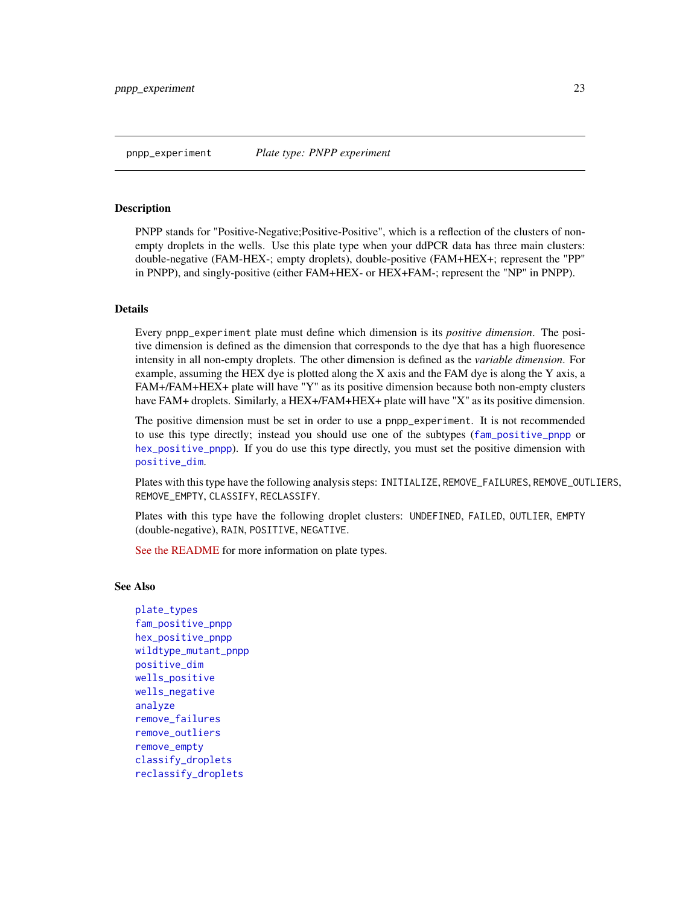## pnpp_experiment *Plate type: PNPP experiment*

### Description

PNPP stands for "Positive-Negative;Positive-Positive", which is a reflection of the clusters of non-empty droplets in the wells. Use this plate type when your ddPCR data has three main clusters: double-negative (FAM-HEX-; empty droplets), double-positive (FAM+HEX+; represent the "PP" in PNPP), and singly-positive (either FAM+HEX- or HEX+FAM-; represent the "NP" in PNPP).

### Details

Every `pnpp_experiment` plate must define which dimension is its *positive dimension*. The positive dimension is defined as the dimension that corresponds to the dye that has a high fluoresence intensity in all non-empty droplets. The other dimension is defined as the *variable dimension*. For example, assuming the HEX dye is plotted along the X axis and the FAM dye is along the Y axis, a FAM+/FAM+HEX+ plate will have "Y" as its positive dimension because both non-empty clusters have FAM+ droplets. Similarly, a HEX+/FAM+HEX+ plate will have "X" as its positive dimension.

The positive dimension must be set in order to use a `pnpp_experiment`. It is not recommended to use this type directly; instead you should use one of the subtypes (`fam_positive_pnpp` or `hex_positive_pnpp`). If you do use this type directly, you must set the positive dimension with `positive_dim`.

Plates with this type have the following analysis steps: `INITIALIZE`, `REMOVE_FAILURES`, `REMOVE_OUTLIERS`, `REMOVE_EMPTY`, `CLASSIFY`, `RECLASSIFY`.

Plates with this type have the following droplet clusters: `UNDEFINED`, `FAILED`, `OUTLIER`, `EMPTY` (double-negative), `RAIN`, `POSITIVE`, `NEGATIVE`.

See the README for more information on plate types.

### See Also

`plate_types`
`fam_positive_pnpp`
`hex_positive_pnpp`
`wildtype_mutant_pnpp`
`positive_dim`
`wells_positive`
`wells_negative`
`analyze`
`remove_failures`
`remove_outliers`
`remove_empty`
`classify_droplets`
`reclassify_droplets`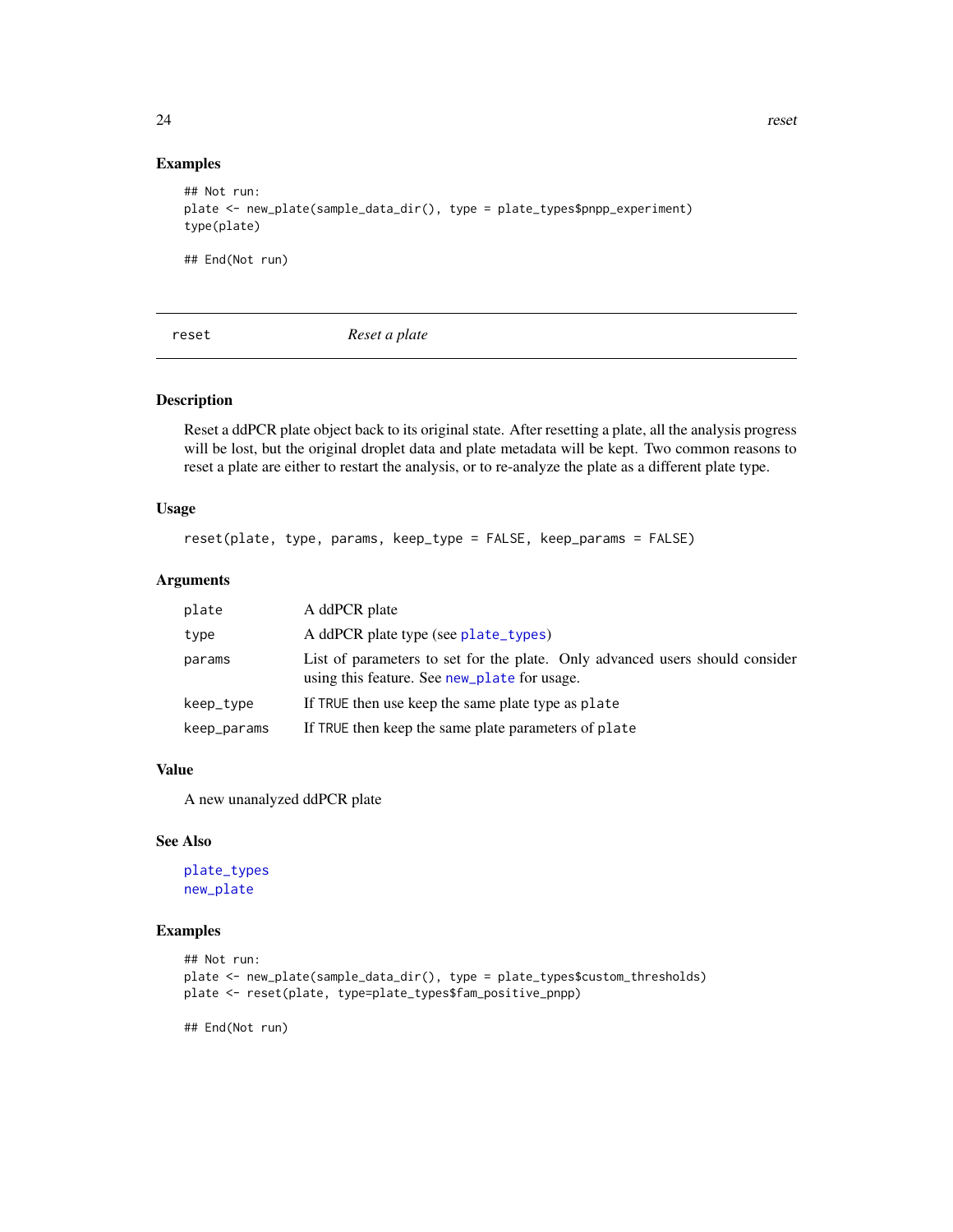## Examples

```
## Not run:
plate <- new_plate(sample_data_dir(), type = plate_types$pnpp_experiment)
type(plate)

## End(Not run)
```

---

# reset — *Reset a plate*

---

## Description

Reset a ddPCR plate object back to its original state. After resetting a plate, all the analysis progress will be lost, but the original droplet data and plate metadata will be kept. Two common reasons to reset a plate are either to restart the analysis, or to re-analyze the plate as a different plate type.

## Usage

```
reset(plate, type, params, keep_type = FALSE, keep_params = FALSE)
```

## Arguments

| | |
|---|---|
| `plate` | A ddPCR plate |
| `type` | A ddPCR plate type (see `plate_types`) |
| `params` | List of parameters to set for the plate. Only advanced users should consider using this feature. See `new_plate` for usage. |
| `keep_type` | If `TRUE` then use keep the same plate type as `plate` |
| `keep_params` | If `TRUE` then keep the same plate parameters of `plate` |

## Value

A new unanalyzed ddPCR plate

## See Also

`plate_types`
`new_plate`

## Examples

```
## Not run:
plate <- new_plate(sample_data_dir(), type = plate_types$custom_thresholds)
plate <- reset(plate, type=plate_types$fam_positive_pnpp)

## End(Not run)
```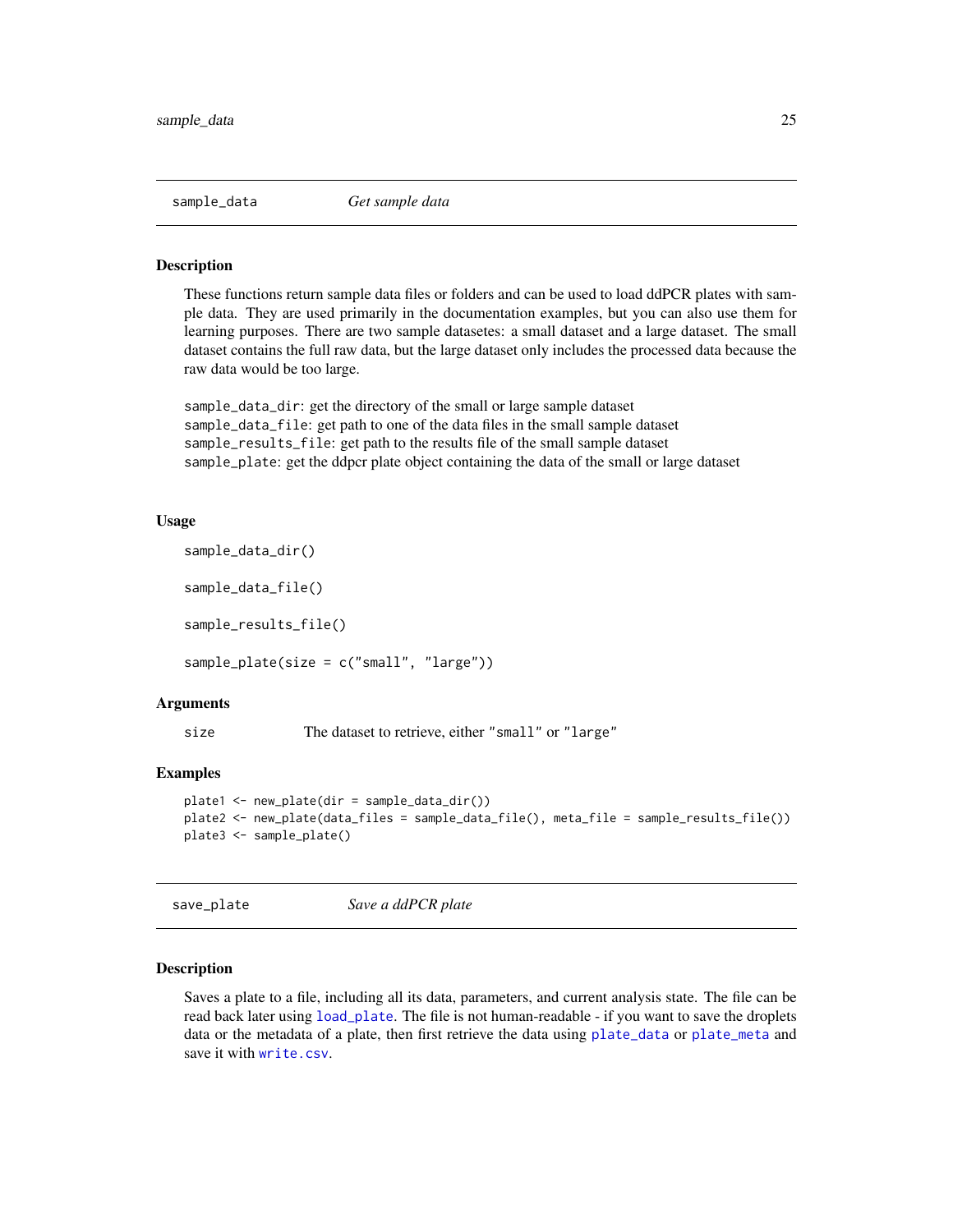## sample_data — *Get sample data*

### Description

These functions return sample data files or folders and can be used to load ddPCR plates with sample data. They are used primarily in the documentation examples, but you can also use them for learning purposes. There are two sample datasetes: a small dataset and a large dataset. The small dataset contains the full raw data, but the large dataset only includes the processed data because the raw data would be too large.

`sample_data_dir`: get the directory of the small or large sample dataset
`sample_data_file`: get path to one of the data files in the small sample dataset
`sample_results_file`: get path to the results file of the small sample dataset
`sample_plate`: get the ddpcr plate object containing the data of the small or large dataset

### Usage

```
sample_data_dir()

sample_data_file()

sample_results_file()

sample_plate(size = c("small", "large"))
```

### Arguments

| | |
|---|---|
| size | The dataset to retrieve, either "small" or "large" |

### Examples

```
plate1 <- new_plate(dir = sample_data_dir())
plate2 <- new_plate(data_files = sample_data_file(), meta_file = sample_results_file())
plate3 <- sample_plate()
```

## save_plate — *Save a ddPCR plate*

### Description

Saves a plate to a file, including all its data, parameters, and current analysis state. The file can be read back later using `load_plate`. The file is not human-readable - if you want to save the droplets data or the metadata of a plate, then first retrieve the data using `plate_data` or `plate_meta` and save it with `write.csv`.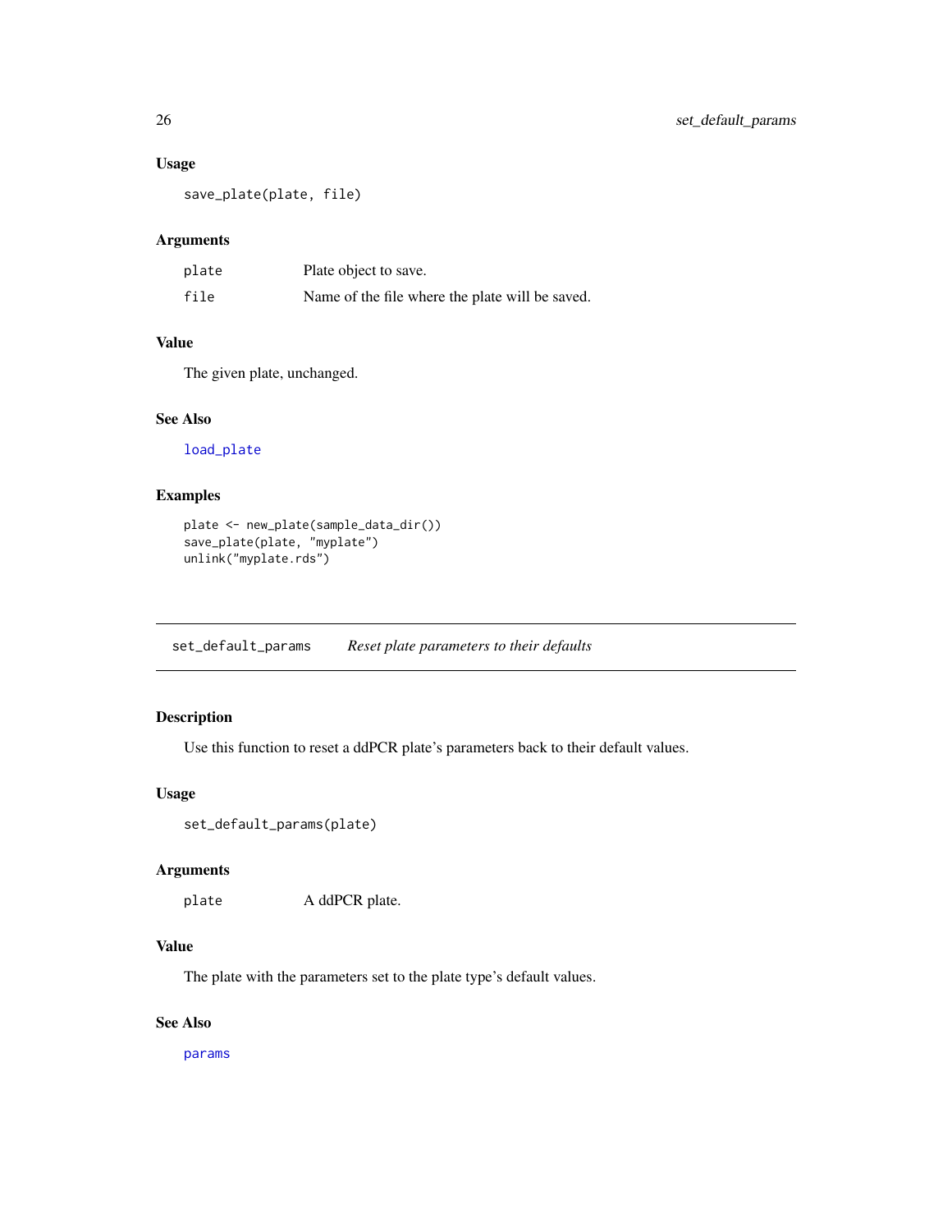### Usage

```
save_plate(plate, file)
```

### Arguments

| | |
|---|---|
| plate | Plate object to save. |
| file | Name of the file where the plate will be saved. |

### Value

The given plate, unchanged.

### See Also

load_plate

### Examples

```
plate <- new_plate(sample_data_dir())
save_plate(plate, "myplate")
unlink("myplate.rds")
```

---

## set_default_params *Reset plate parameters to their defaults*

---

### Description

Use this function to reset a ddPCR plate's parameters back to their default values.

### Usage

```
set_default_params(plate)
```

### Arguments

| | |
|---|---|
| plate | A ddPCR plate. |

### Value

The plate with the parameters set to the plate type's default values.

### See Also

params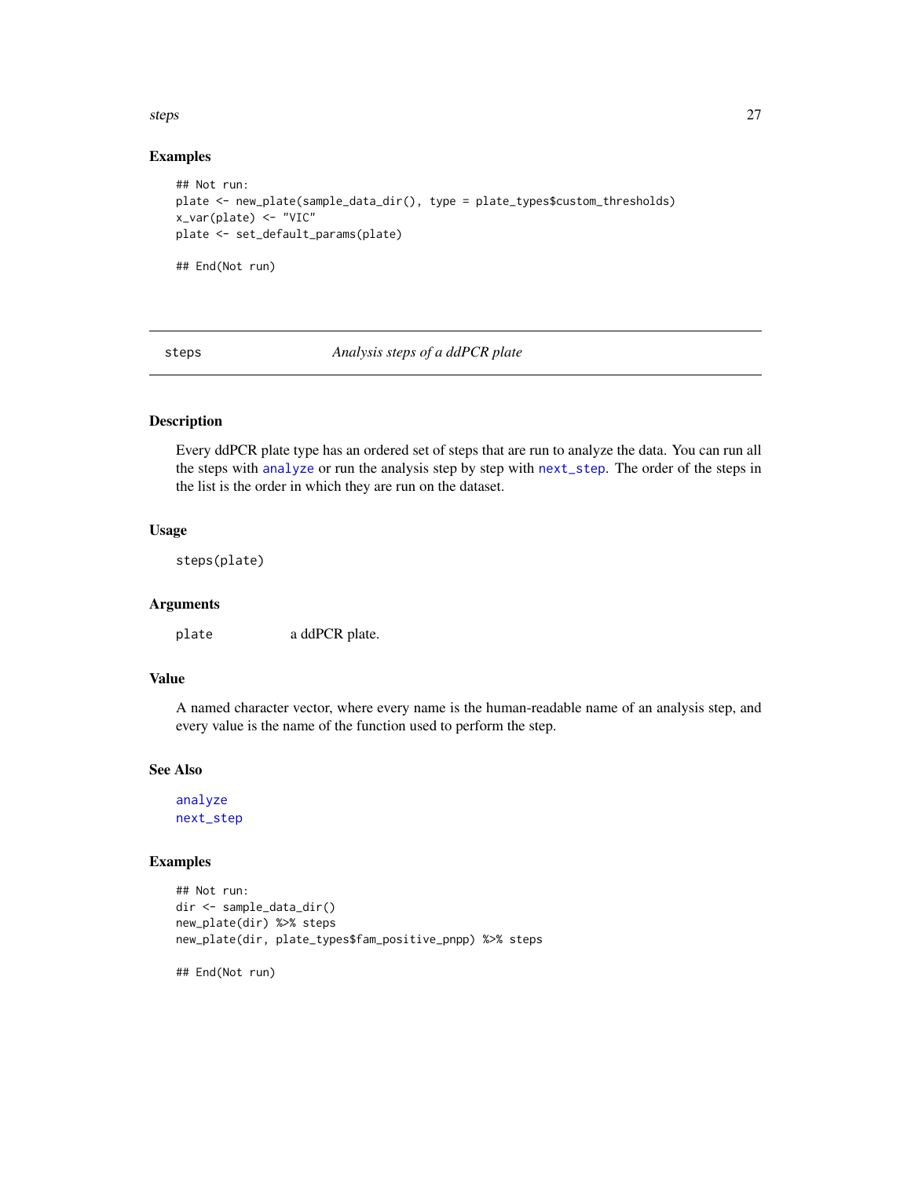### Examples

```
## Not run:
plate <- new_plate(sample_data_dir(), type = plate_types$custom_thresholds)
x_var(plate) <- "VIC"
plate <- set_default_params(plate)

## End(Not run)
```

---

## steps — *Analysis steps of a ddPCR plate*

### Description

Every ddPCR plate type has an ordered set of steps that are run to analyze the data. You can run all the steps with `analyze` or run the analysis step by step with `next_step`. The order of the steps in the list is the order in which they are run on the dataset.

### Usage

```
steps(plate)
```

### Arguments

| | |
|---|---|
| `plate` | a ddPCR plate. |

### Value

A named character vector, where every name is the human-readable name of an analysis step, and every value is the name of the function used to perform the step.

### See Also

`analyze`
`next_step`

### Examples

```
## Not run:
dir <- sample_data_dir()
new_plate(dir) %>% steps
new_plate(dir, plate_types$fam_positive_pnpp) %>% steps

## End(Not run)
```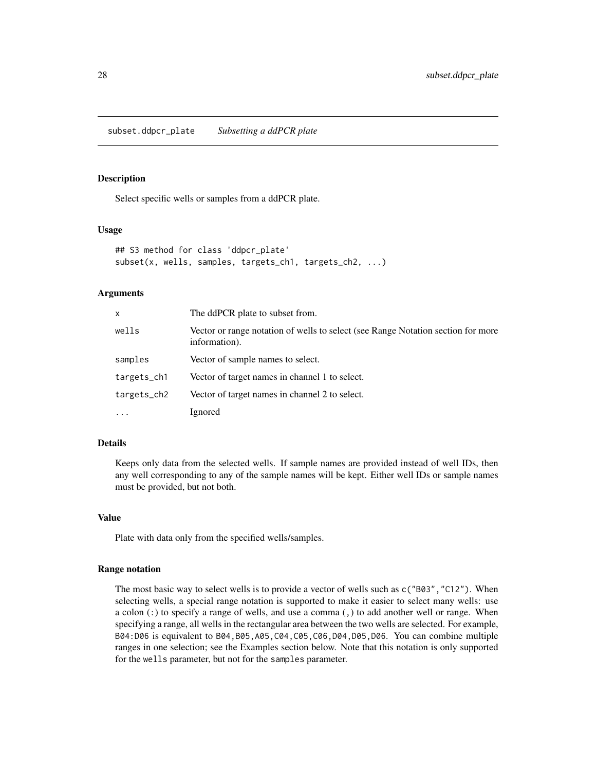# subset.ddpcr_plate *Subsetting a ddPCR plate*

## Description

Select specific wells or samples from a ddPCR plate.

## Usage

```
## S3 method for class 'ddpcr_plate'
subset(x, wells, samples, targets_ch1, targets_ch2, ...)
```

## Arguments

| | |
|---|---|
| `x` | The ddPCR plate to subset from. |
| `wells` | Vector or range notation of wells to select (see Range Notation section for more information). |
| `samples` | Vector of sample names to select. |
| `targets_ch1` | Vector of target names in channel 1 to select. |
| `targets_ch2` | Vector of target names in channel 2 to select. |
| `...` | Ignored |

## Details

Keeps only data from the selected wells. If sample names are provided instead of well IDs, then any well corresponding to any of the sample names will be kept. Either well IDs or sample names must be provided, but not both.

## Value

Plate with data only from the specified wells/samples.

## Range notation

The most basic way to select wells is to provide a vector of wells such as `c("B03","C12")`. When selecting wells, a special range notation is supported to make it easier to select many wells: use a colon (`:`) to specify a range of wells, and use a comma (`,`) to add another well or range. When specifying a range, all wells in the rectangular area between the two wells are selected. For example, `B04:D06` is equivalent to `B04,B05,A05,C04,C05,C06,D04,D05,D06`. You can combine multiple ranges in one selection; see the Examples section below. Note that this notation is only supported for the `wells` parameter, but not for the `samples` parameter.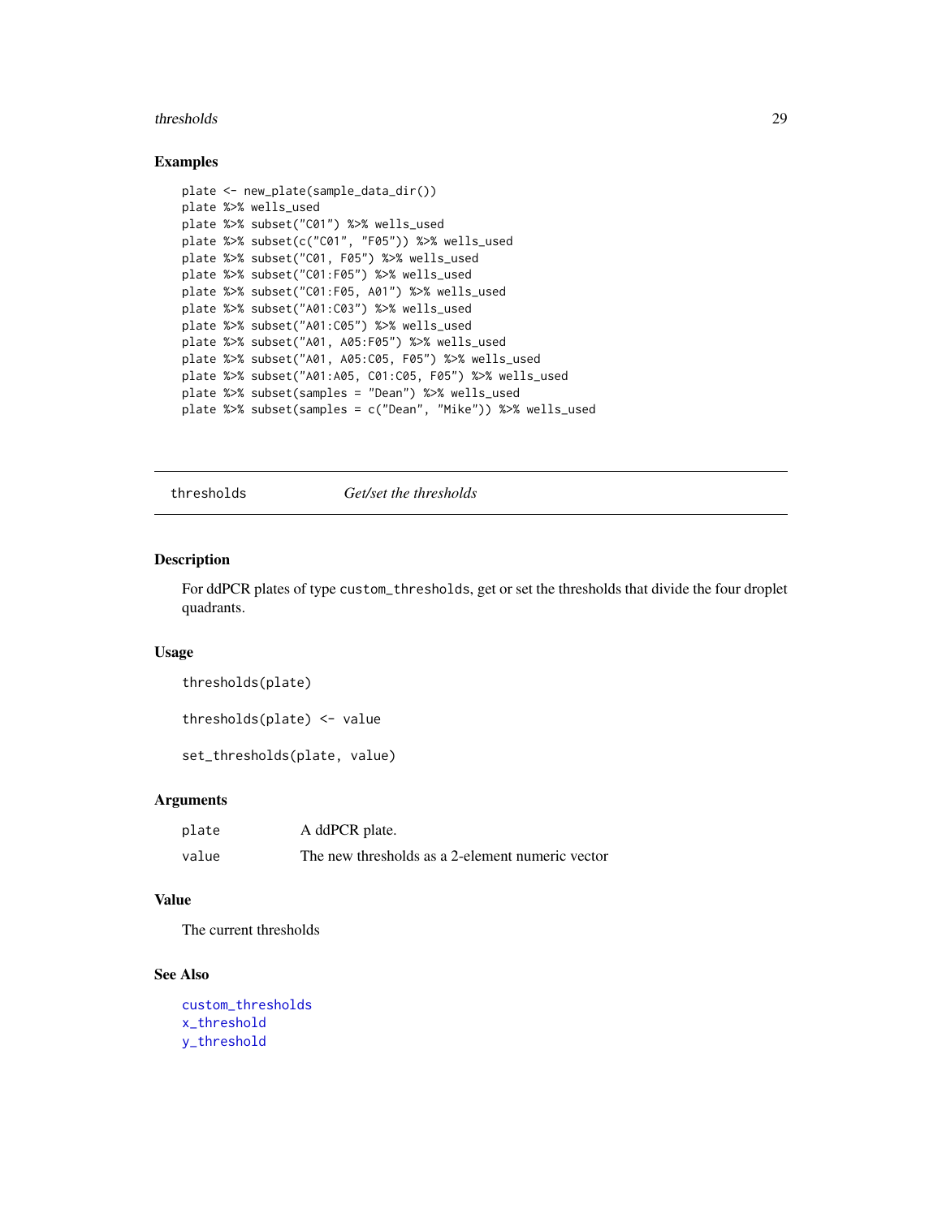## Examples

```
plate <- new_plate(sample_data_dir())
plate %>% wells_used
plate %>% subset("C01") %>% wells_used
plate %>% subset(c("C01", "F05")) %>% wells_used
plate %>% subset("C01, F05") %>% wells_used
plate %>% subset("C01:F05") %>% wells_used
plate %>% subset("C01:F05, A01") %>% wells_used
plate %>% subset("A01:C03") %>% wells_used
plate %>% subset("A01:C05") %>% wells_used
plate %>% subset("A01, A05:F05") %>% wells_used
plate %>% subset("A01, A05:C05, F05") %>% wells_used
plate %>% subset("A01:A05, C01:C05, F05") %>% wells_used
plate %>% subset(samples = "Dean") %>% wells_used
plate %>% subset(samples = c("Dean", "Mike")) %>% wells_used
```

---

# thresholds — *Get/set the thresholds*

## Description

For ddPCR plates of type `custom_thresholds`, get or set the thresholds that divide the four droplet quadrants.

## Usage

```
thresholds(plate)

thresholds(plate) <- value

set_thresholds(plate, value)
```

## Arguments

| | |
|---|---|
| `plate` | A ddPCR plate. |
| `value` | The new thresholds as a 2-element numeric vector |

## Value

The current thresholds

## See Also

`custom_thresholds`
`x_threshold`
`y_threshold`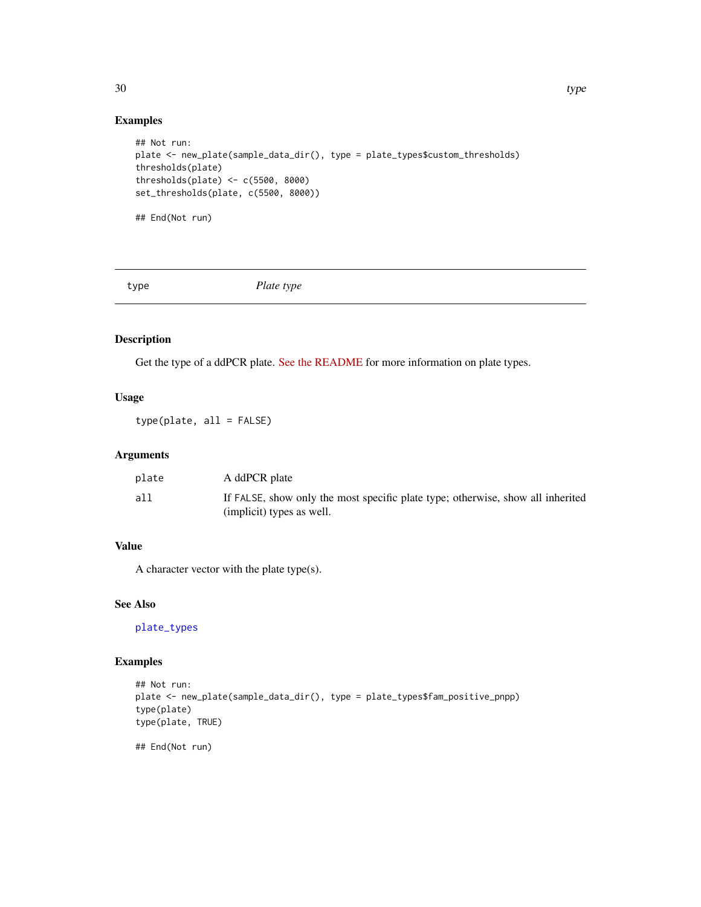## Examples

```
## Not run:
plate <- new_plate(sample_data_dir(), type = plate_types$custom_thresholds)
thresholds(plate)
thresholds(plate) <- c(5500, 8000)
set_thresholds(plate, c(5500, 8000))

## End(Not run)
```

---

# type *Plate type*

---

## Description

Get the type of a ddPCR plate. See the README for more information on plate types.

## Usage

```
type(plate, all = FALSE)
```

## Arguments

| | |
|---|---|
| plate | A ddPCR plate |
| all | If FALSE, show only the most specific plate type; otherwise, show all inherited (implicit) types as well. |

## Value

A character vector with the plate type(s).

## See Also

plate_types

## Examples

```
## Not run:
plate <- new_plate(sample_data_dir(), type = plate_types$fam_positive_pnpp)
type(plate)
type(plate, TRUE)

## End(Not run)
```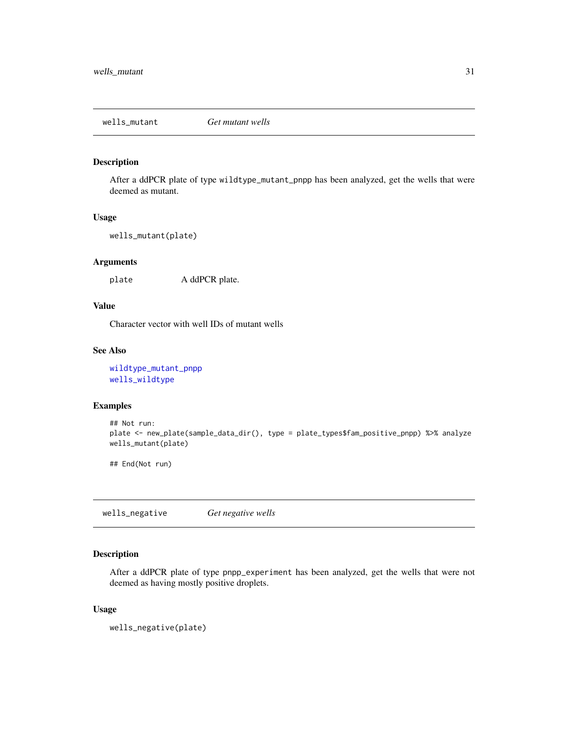## wells_mutant *Get mutant wells*

### Description

After a ddPCR plate of type `wildtype_mutant_pnpp` has been analyzed, get the wells that were deemed as mutant.

### Usage

```
wells_mutant(plate)
```

### Arguments

| | |
|---|---|
| `plate` | A ddPCR plate. |

### Value

Character vector with well IDs of mutant wells

### See Also

`wildtype_mutant_pnpp`
`wells_wildtype`

### Examples

```
## Not run:
plate <- new_plate(sample_data_dir(), type = plate_types$fam_positive_pnpp) %>% analyze
wells_mutant(plate)

## End(Not run)
```

## wells_negative *Get negative wells*

### Description

After a ddPCR plate of type `pnpp_experiment` has been analyzed, get the wells that were not deemed as having mostly positive droplets.

### Usage

```
wells_negative(plate)
```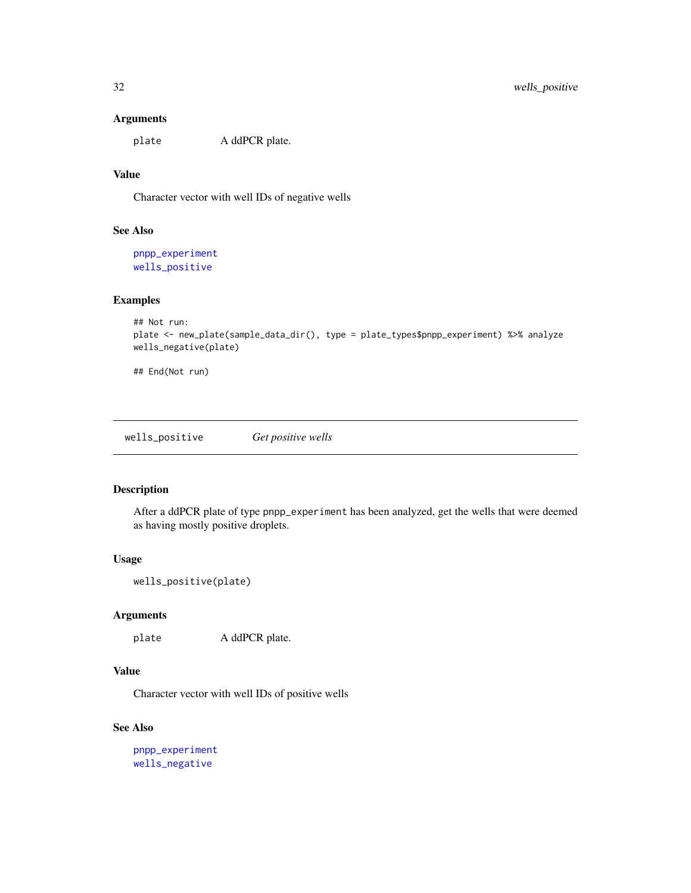### Arguments

`plate` A ddPCR plate.

### Value

Character vector with well IDs of negative wells

### See Also

pnpp_experiment
wells_positive

### Examples

```
## Not run:
plate <- new_plate(sample_data_dir(), type = plate_types$pnpp_experiment) %>% analyze
wells_negative(plate)

## End(Not run)
```

---

## wells_positive *Get positive wells*

---

### Description

After a ddPCR plate of type `pnpp_experiment` has been analyzed, get the wells that were deemed as having mostly positive droplets.

### Usage

```
wells_positive(plate)
```

### Arguments

`plate` A ddPCR plate.

### Value

Character vector with well IDs of positive wells

### See Also

pnpp_experiment
wells_negative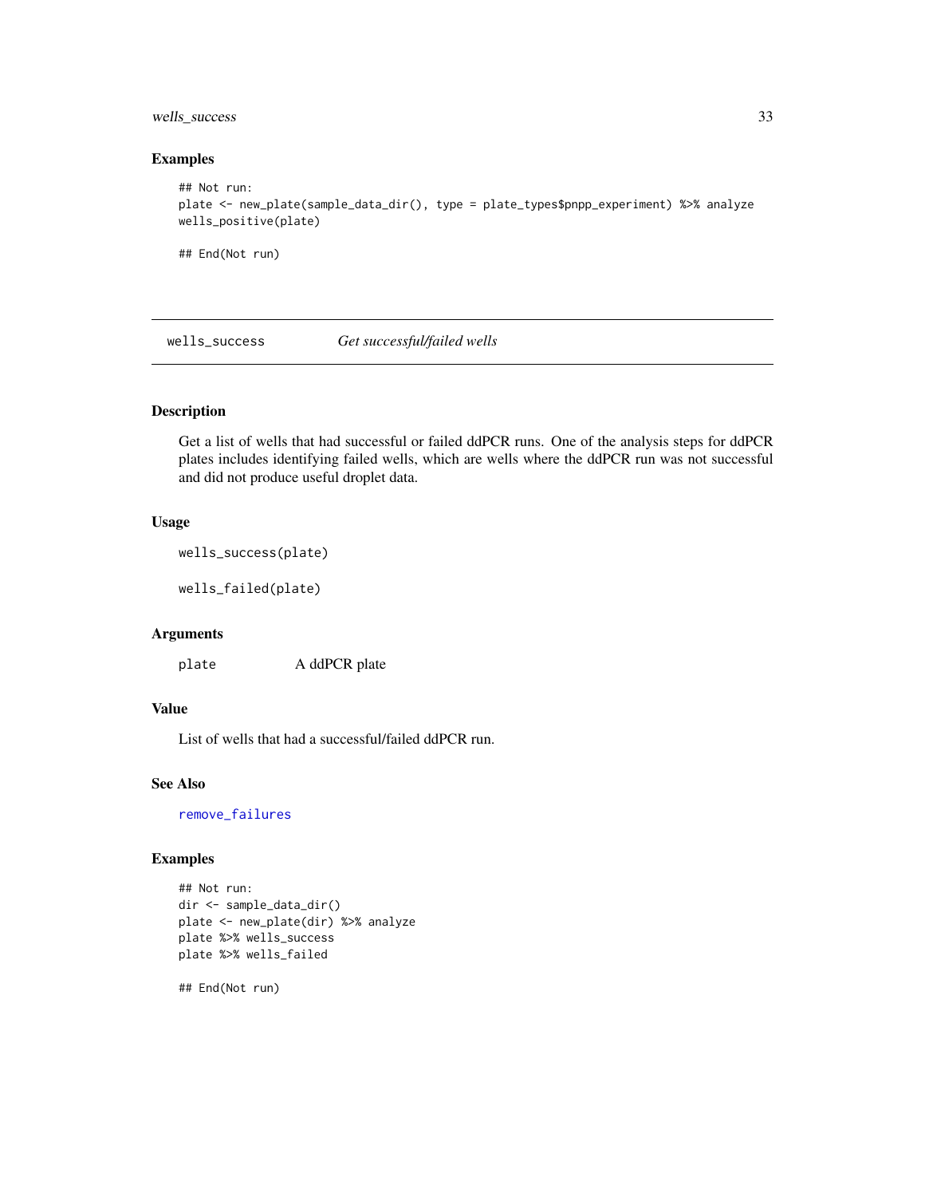### Examples

```
## Not run:
plate <- new_plate(sample_data_dir(), type = plate_types$pnpp_experiment) %>% analyze
wells_positive(plate)

## End(Not run)
```

---

## wells_success *Get successful/failed wells*

### Description

Get a list of wells that had successful or failed ddPCR runs. One of the analysis steps for ddPCR plates includes identifying failed wells, which are wells where the ddPCR run was not successful and did not produce useful droplet data.

### Usage

```
wells_success(plate)

wells_failed(plate)
```

### Arguments

| | |
|---|---|
| plate | A ddPCR plate |

### Value

List of wells that had a successful/failed ddPCR run.

### See Also

remove_failures

### Examples

```
## Not run:
dir <- sample_data_dir()
plate <- new_plate(dir) %>% analyze
plate %>% wells_success
plate %>% wells_failed

## End(Not run)
```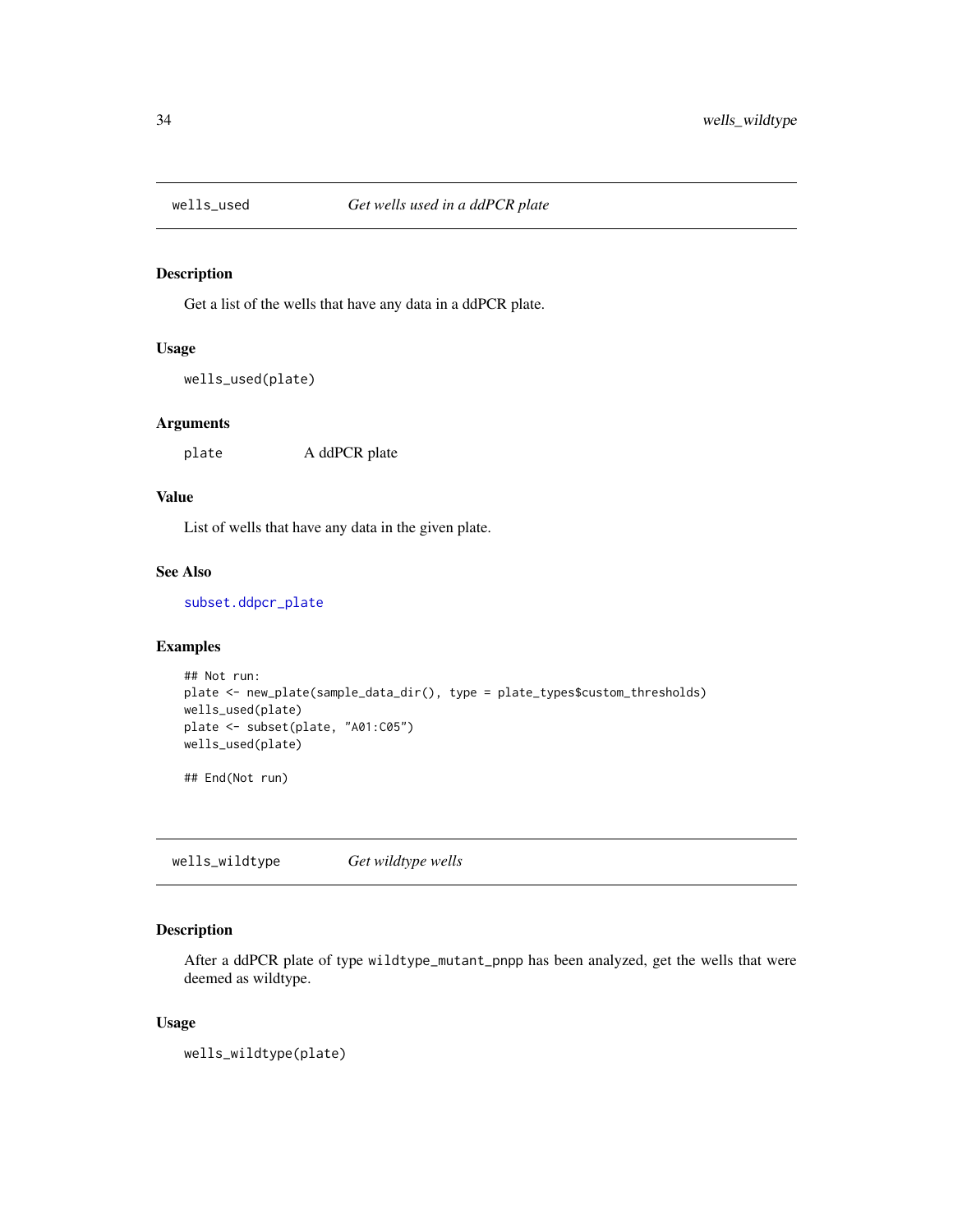## wells_used — *Get wells used in a ddPCR plate*

### Description

Get a list of the wells that have any data in a ddPCR plate.

### Usage

```
wells_used(plate)
```

### Arguments

| | |
|---|---|
| plate | A ddPCR plate |

### Value

List of wells that have any data in the given plate.

### See Also

subset.ddpcr_plate

### Examples

```
## Not run:
plate <- new_plate(sample_data_dir(), type = plate_types$custom_thresholds)
wells_used(plate)
plate <- subset(plate, "A01:C05")
wells_used(plate)

## End(Not run)
```

## wells_wildtype — *Get wildtype wells*

### Description

After a ddPCR plate of type `wildtype_mutant_pnpp` has been analyzed, get the wells that were deemed as wildtype.

### Usage

```
wells_wildtype(plate)
```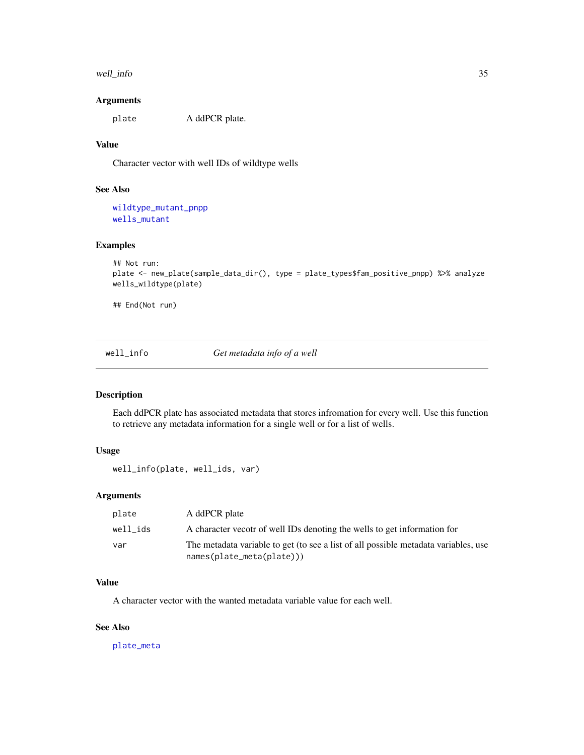### Arguments

| | |
|---|---|
| plate | A ddPCR plate. |

### Value

Character vector with well IDs of wildtype wells

### See Also

wildtype_mutant_pnpp
wells_mutant

### Examples

```
## Not run:
plate <- new_plate(sample_data_dir(), type = plate_types$fam_positive_pnpp) %>% analyze
wells_wildtype(plate)

## End(Not run)
```

---

## well_info — *Get metadata info of a well*

### Description

Each ddPCR plate has associated metadata that stores infromation for every well. Use this function to retrieve any metadata information for a single well or for a list of wells.

### Usage

```
well_info(plate, well_ids, var)
```

### Arguments

| | |
|---|---|
| plate | A ddPCR plate |
| well_ids | A character vecotr of well IDs denoting the wells to get information for |
| var | The metadata variable to get (to see a list of all possible metadata variables, use `names(plate_meta(plate))`) |

### Value

A character vector with the wanted metadata variable value for each well.

### See Also

plate_meta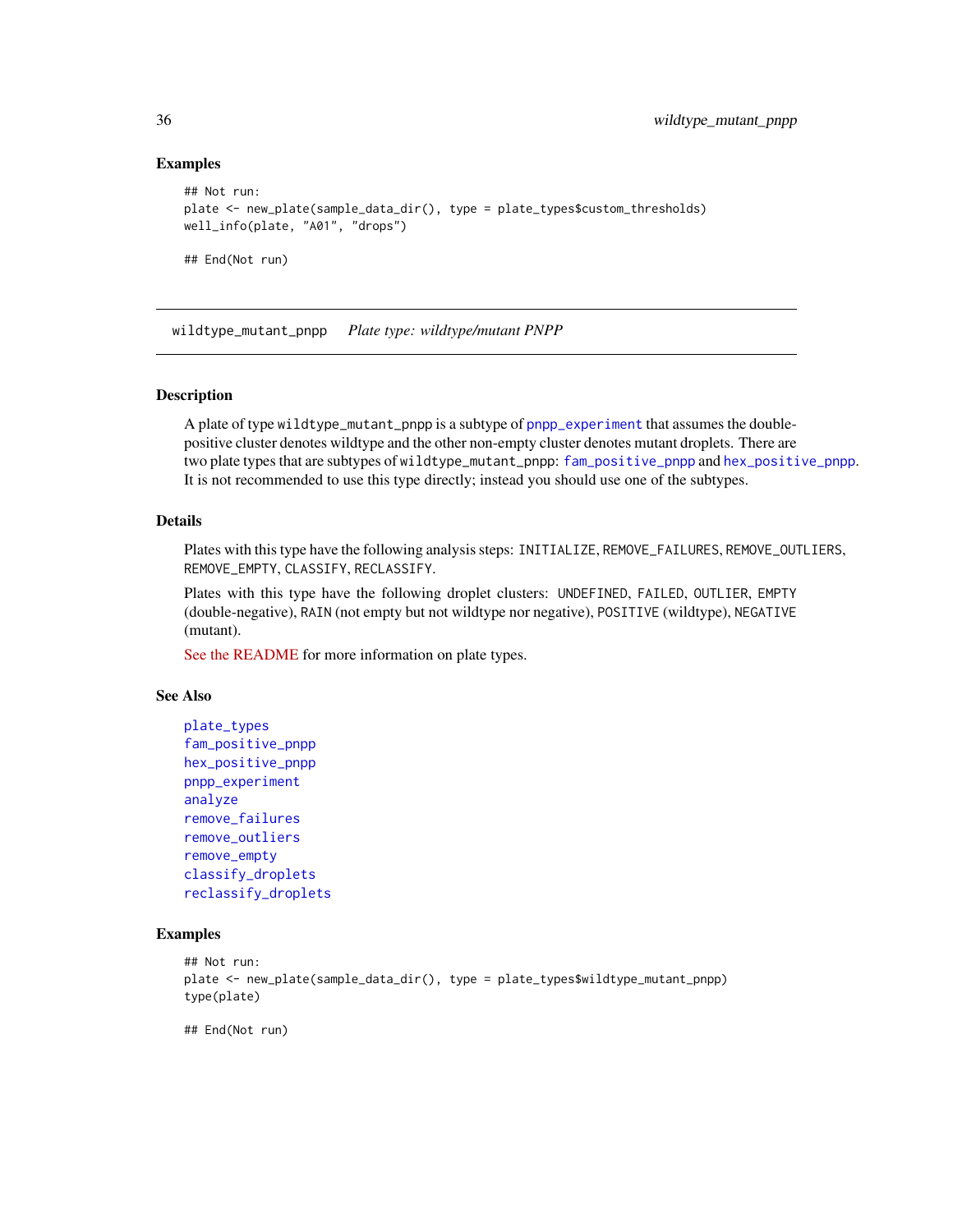### Examples

```
## Not run:
plate <- new_plate(sample_data_dir(), type = plate_types$custom_thresholds)
well_info(plate, "A01", "drops")

## End(Not run)
```

---

## wildtype_mutant_pnpp    *Plate type: wildtype/mutant PNPP*

---

### Description

A plate of type `wildtype_mutant_pnpp` is a subtype of `pnpp_experiment` that assumes the double-positive cluster denotes wildtype and the other non-empty cluster denotes mutant droplets. There are two plate types that are subtypes of `wildtype_mutant_pnpp`: `fam_positive_pnpp` and `hex_positive_pnpp`. It is not recommended to use this type directly; instead you should use one of the subtypes.

### Details

Plates with this type have the following analysis steps: `INITIALIZE`, `REMOVE_FAILURES`, `REMOVE_OUTLIERS`, `REMOVE_EMPTY`, `CLASSIFY`, `RECLASSIFY`.

Plates with this type have the following droplet clusters: `UNDEFINED`, `FAILED`, `OUTLIER`, `EMPTY` (double-negative), `RAIN` (not empty but not wildtype nor negative), `POSITIVE` (wildtype), `NEGATIVE` (mutant).

See the README for more information on plate types.

### See Also

`plate_types`
`fam_positive_pnpp`
`hex_positive_pnpp`
`pnpp_experiment`
`analyze`
`remove_failures`
`remove_outliers`
`remove_empty`
`classify_droplets`
`reclassify_droplets`

### Examples

```
## Not run:
plate <- new_plate(sample_data_dir(), type = plate_types$wildtype_mutant_pnpp)
type(plate)

## End(Not run)
```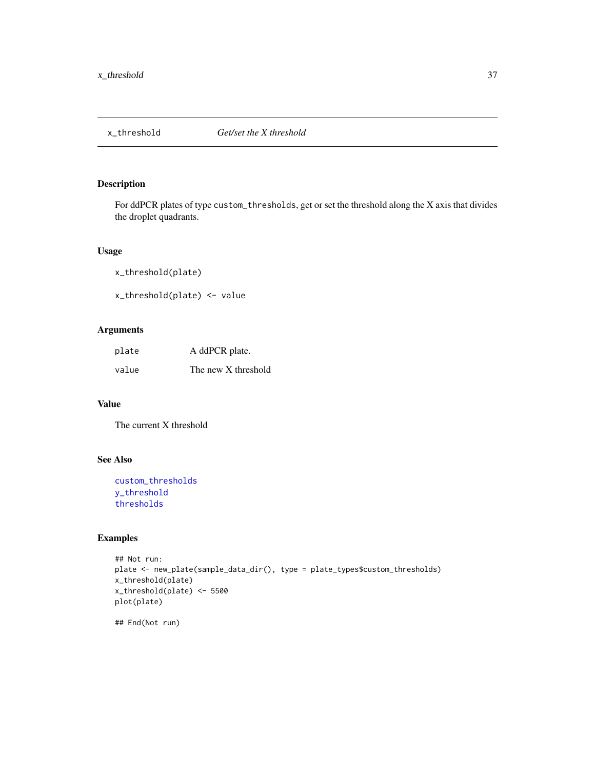## x_threshold — *Get/set the X threshold*

### Description

For ddPCR plates of type `custom_thresholds`, get or set the threshold along the X axis that divides the droplet quadrants.

### Usage

```
x_threshold(plate)

x_threshold(plate) <- value
```

### Arguments

| | |
|---|---|
| `plate` | A ddPCR plate. |
| `value` | The new X threshold |

### Value

The current X threshold

### See Also

`custom_thresholds`
`y_threshold`
`thresholds`

### Examples

```
## Not run:
plate <- new_plate(sample_data_dir(), type = plate_types$custom_thresholds)
x_threshold(plate)
x_threshold(plate) <- 5500
plot(plate)

## End(Not run)
```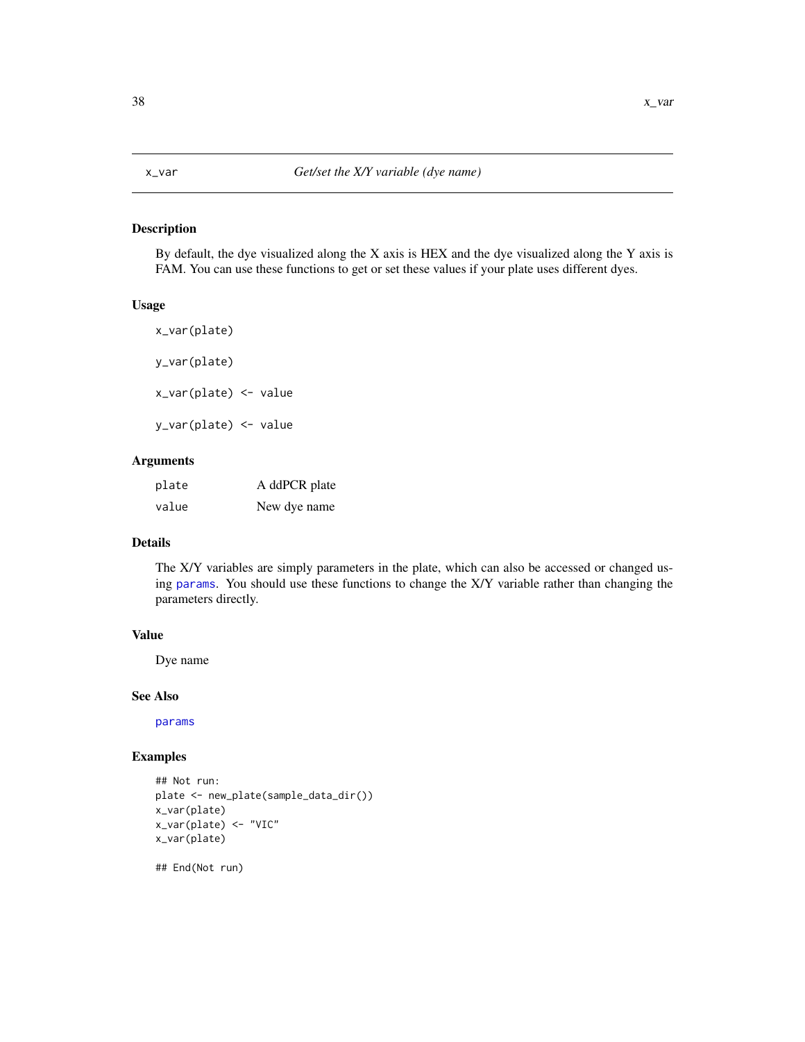x_var *Get/set the X/Y variable (dye name)*

### Description

By default, the dye visualized along the X axis is HEX and the dye visualized along the Y axis is FAM. You can use these functions to get or set these values if your plate uses different dyes.

### Usage

```
x_var(plate)

y_var(plate)

x_var(plate) <- value

y_var(plate) <- value
```

### Arguments

| | |
|---|---|
| plate | A ddPCR plate |
| value | New dye name |

### Details

The X/Y variables are simply parameters in the plate, which can also be accessed or changed using params. You should use these functions to change the X/Y variable rather than changing the parameters directly.

### Value

Dye name

### See Also

params

### Examples

```
## Not run:
plate <- new_plate(sample_data_dir())
x_var(plate)
x_var(plate) <- "VIC"
x_var(plate)

## End(Not run)
```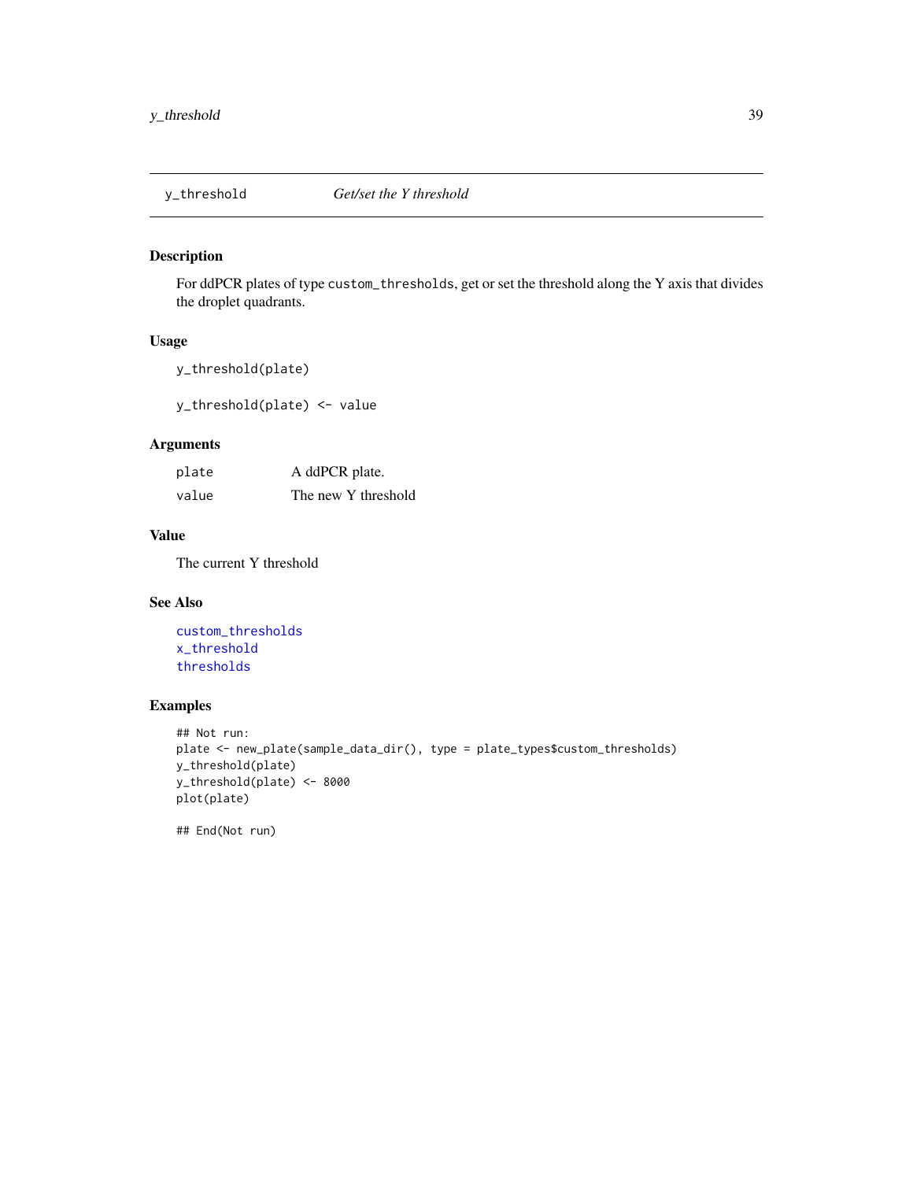## y_threshold    *Get/set the Y threshold*

### Description

For ddPCR plates of type `custom_thresholds`, get or set the threshold along the Y axis that divides the droplet quadrants.

### Usage

```
y_threshold(plate)

y_threshold(plate) <- value
```

### Arguments

| | |
|---|---|
| `plate` | A ddPCR plate. |
| `value` | The new Y threshold |

### Value

The current Y threshold

### See Also

`custom_thresholds`
`x_threshold`
`thresholds`

### Examples

```
## Not run:
plate <- new_plate(sample_data_dir(), type = plate_types$custom_thresholds)
y_threshold(plate)
y_threshold(plate) <- 8000
plot(plate)

## End(Not run)
```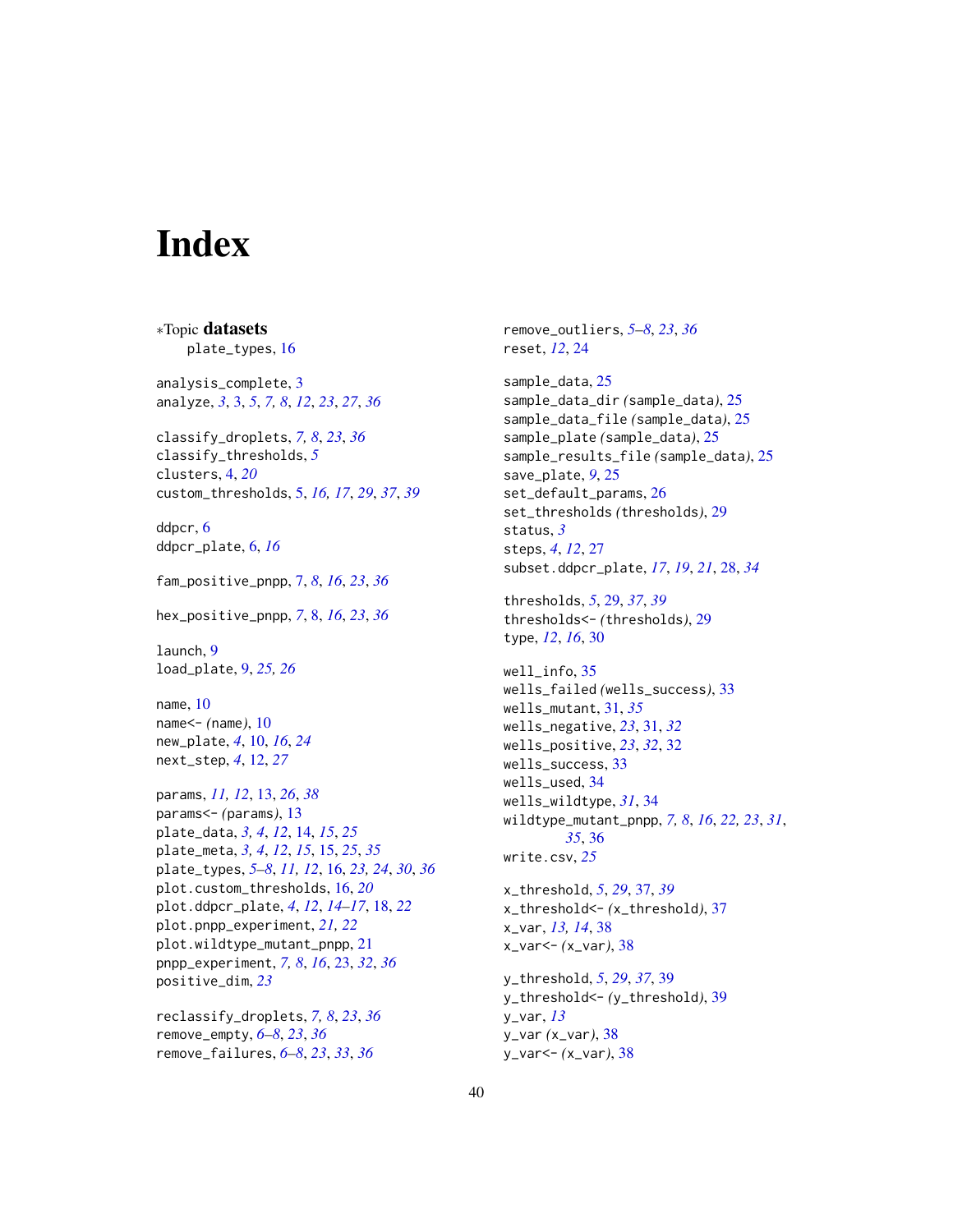# Index

*Topic **datasets**
plate_types, 16

analysis_complete, 3
analyze, *3*, 3, *5*, *7*, *8*, *12*, *23*, *27*, *36*

classify_droplets, *7*, *8*, *23*, *36*
classify_thresholds, *5*
clusters, 4, *20*
custom_thresholds, 5, *16*, *17*, *29*, *37*, *39*

ddpcr, 6
ddpcr_plate, 6, *16*

fam_positive_pnpp, 7, *8*, *16*, *23*, *36*

hex_positive_pnpp, *7*, 8, *16*, *23*, *36*

launch, 9
load_plate, 9, *25*, *26*

name, 10
name<- (name), 10
new_plate, *4*, 10, *16*, *24*
next_step, *4*, 12, *27*

params, *11*, *12*, 13, *26*, *38*
params<- (params), 13
plate_data, *3*, *4*, *12*, 14, *15*, *25*
plate_meta, *3*, *4*, *12*, *15*, 15, *25*, *35*
plate_types, *5–8*, *11*, *12*, 16, *23*, *24*, *30*, *36*
plot.custom_thresholds, 16, *20*
plot.ddpcr_plate, *4*, *12*, *14–17*, 18, *22*
plot.pnpp_experiment, *21*, *22*
plot.wildtype_mutant_pnpp, 21
pnpp_experiment, *7*, *8*, *16*, 23, *32*, *36*
positive_dim, *23*

reclassify_droplets, *7*, *8*, *23*, *36*
remove_empty, *6–8*, *23*, *36*
remove_failures, *6–8*, *23*, *33*, *36*
remove_outliers, *5–8*, *23*, *36*
reset, *12*, 24

sample_data, 25
sample_data_dir (sample_data), 25
sample_data_file (sample_data), 25
sample_plate (sample_data), 25
sample_results_file (sample_data), 25
save_plate, *9*, 25
set_default_params, 26
set_thresholds (thresholds), 29
status, *3*
steps, *4*, *12*, 27
subset.ddpcr_plate, *17*, *19*, *21*, 28, *34*

thresholds, *5*, 29, *37*, *39*
thresholds<- (thresholds), 29
type, *12*, *16*, 30

well_info, 35
wells_failed (wells_success), 33
wells_mutant, 31, *35*
wells_negative, *23*, 31, *32*
wells_positive, *23*, *32*, 32
wells_success, 33
wells_used, 34
wells_wildtype, *31*, 34
wildtype_mutant_pnpp, *7*, *8*, *16*, *22*, *23*, *31*, *35*, 36
write.csv, *25*

x_threshold, *5*, *29*, 37, *39*
x_threshold<- (x_threshold), 37
x_var, *13*, *14*, 38
x_var<- (x_var), 38

y_threshold, *5*, *29*, *37*, 39
y_threshold<- (y_threshold), 39
y_var, *13*
y_var (x_var), 38
y_var<- (x_var), 38